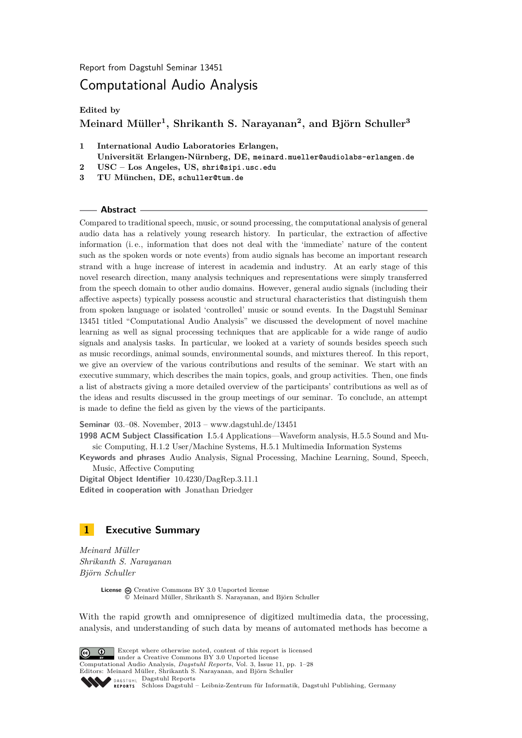Report from Dagstuhl Seminar 13451

# Computational Audio Analysis

**Edited by**
**Meinard Müller[1], Shrikanth S. Narayanan[2], and Björn Schuller[3]**

1. **International Audio Laboratories Erlangen, Universität Erlangen-Nürnberg, DE,** meinard.mueller@audiolabs-erlangen.de
2. **USC – Los Angeles, US,** shri@sipi.usc.edu
3. **TU München, DE,** schuller@tum.de

## Abstract

Compared to traditional speech, music, or sound processing, the computational analysis of general audio data has a relatively young research history. In particular, the extraction of affective information (i. e., information that does not deal with the 'immediate' nature of the content such as the spoken words or note events) from audio signals has become an important research strand with a huge increase of interest in academia and industry. At an early stage of this novel research direction, many analysis techniques and representations were simply transferred from the speech domain to other audio domains. However, general audio signals (including their affective aspects) typically possess acoustic and structural characteristics that distinguish them from spoken language or isolated 'controlled' music or sound events. In the Dagstuhl Seminar 13451 titled "Computational Audio Analysis" we discussed the development of novel machine learning as well as signal processing techniques that are applicable for a wide range of audio signals and analysis tasks. In particular, we looked at a variety of sounds besides speech such as music recordings, animal sounds, environmental sounds, and mixtures thereof. In this report, we give an overview of the various contributions and results of the seminar. We start with an executive summary, which describes the main topics, goals, and group activities. Then, one finds a list of abstracts giving a more detailed overview of the participants' contributions as well as of the ideas and results discussed in the group meetings of our seminar. To conclude, an attempt is made to define the field as given by the views of the participants.

**Seminar** 03.–08. November, 2013 – www.dagstuhl.de/13451
**1998 ACM Subject Classification** I.5.4 Applications—Waveform analysis, H.5.5 Sound and Music Computing, H.1.2 User/Machine Systems, H.5.1 Multimedia Information Systems
**Keywords and phrases** Audio Analysis, Signal Processing, Machine Learning, Sound, Speech, Music, Affective Computing
**Digital Object Identifier** 10.4230/DagRep.3.11.1
**Edited in cooperation with** Jonathan Driedger

## 1 Executive Summary

*Meinard Müller*
*Shrikanth S. Narayanan*
*Björn Schuller*

**License** Creative Commons BY 3.0 Unported license
© Meinard Müller, Shrikanth S. Narayanan, and Björn Schuller

With the rapid growth and omnipresence of digitized multimedia data, the processing, analysis, and understanding of such data by means of automated methods has become a

Except where otherwise noted, content of this report is licensed under a Creative Commons BY 3.0 Unported license
Computational Audio Analysis, *Dagstuhl Reports*, Vol. 3, Issue 11, pp. 1–28
Editors: Meinard Müller, Shrikanth S. Narayanan, and Björn Schuller
Dagstuhl Reports
Schloss Dagstuhl – Leibniz-Zentrum für Informatik, Dagstuhl Publishing, Germany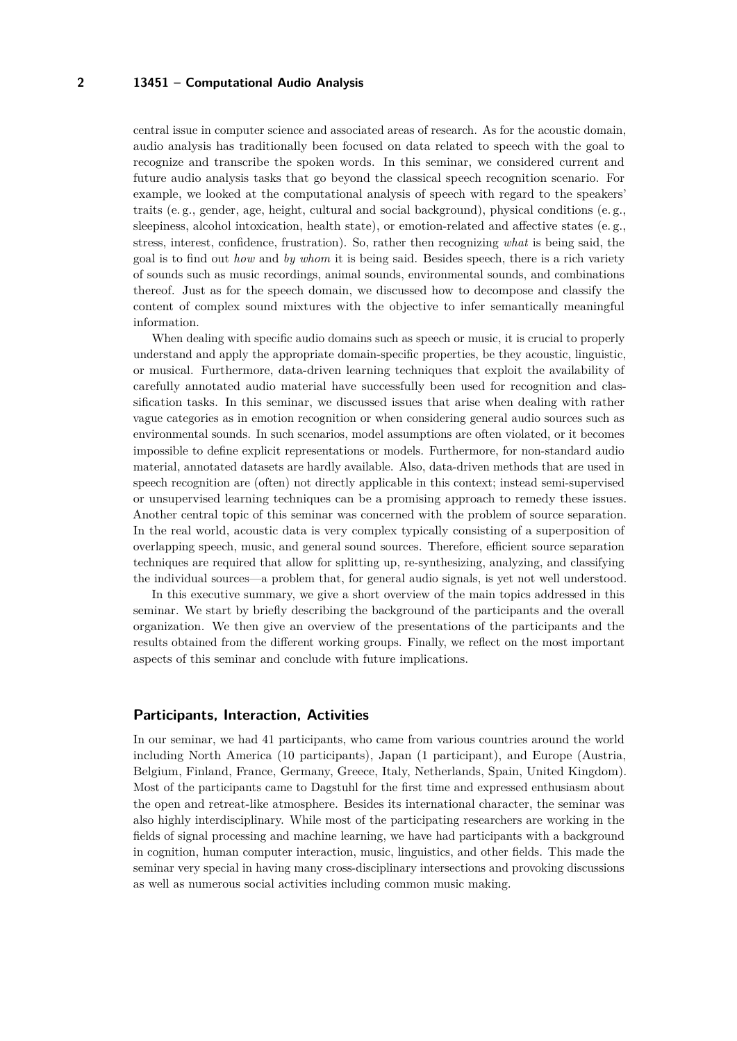central issue in computer science and associated areas of research. As for the acoustic domain, audio analysis has traditionally been focused on data related to speech with the goal to recognize and transcribe the spoken words. In this seminar, we considered current and future audio analysis tasks that go beyond the classical speech recognition scenario. For example, we looked at the computational analysis of speech with regard to the speakers' traits (e. g., gender, age, height, cultural and social background), physical conditions (e. g., sleepiness, alcohol intoxication, health state), or emotion-related and affective states (e. g., stress, interest, confidence, frustration). So, rather then recognizing *what* is being said, the goal is to find out *how* and *by whom* it is being said. Besides speech, there is a rich variety of sounds such as music recordings, animal sounds, environmental sounds, and combinations thereof. Just as for the speech domain, we discussed how to decompose and classify the content of complex sound mixtures with the objective to infer semantically meaningful information.

When dealing with specific audio domains such as speech or music, it is crucial to properly understand and apply the appropriate domain-specific properties, be they acoustic, linguistic, or musical. Furthermore, data-driven learning techniques that exploit the availability of carefully annotated audio material have successfully been used for recognition and classification tasks. In this seminar, we discussed issues that arise when dealing with rather vague categories as in emotion recognition or when considering general audio sources such as environmental sounds. In such scenarios, model assumptions are often violated, or it becomes impossible to define explicit representations or models. Furthermore, for non-standard audio material, annotated datasets are hardly available. Also, data-driven methods that are used in speech recognition are (often) not directly applicable in this context; instead semi-supervised or unsupervised learning techniques can be a promising approach to remedy these issues. Another central topic of this seminar was concerned with the problem of source separation. In the real world, acoustic data is very complex typically consisting of a superposition of overlapping speech, music, and general sound sources. Therefore, efficient source separation techniques are required that allow for splitting up, re-synthesizing, analyzing, and classifying the individual sources—a problem that, for general audio signals, is yet not well understood.

In this executive summary, we give a short overview of the main topics addressed in this seminar. We start by briefly describing the background of the participants and the overall organization. We then give an overview of the presentations of the participants and the results obtained from the different working groups. Finally, we reflect on the most important aspects of this seminar and conclude with future implications.

## Participants, Interaction, Activities

In our seminar, we had 41 participants, who came from various countries around the world including North America (10 participants), Japan (1 participant), and Europe (Austria, Belgium, Finland, France, Germany, Greece, Italy, Netherlands, Spain, United Kingdom). Most of the participants came to Dagstuhl for the first time and expressed enthusiasm about the open and retreat-like atmosphere. Besides its international character, the seminar was also highly interdisciplinary. While most of the participating researchers are working in the fields of signal processing and machine learning, we have had participants with a background in cognition, human computer interaction, music, linguistics, and other fields. This made the seminar very special in having many cross-disciplinary intersections and provoking discussions as well as numerous social activities including common music making.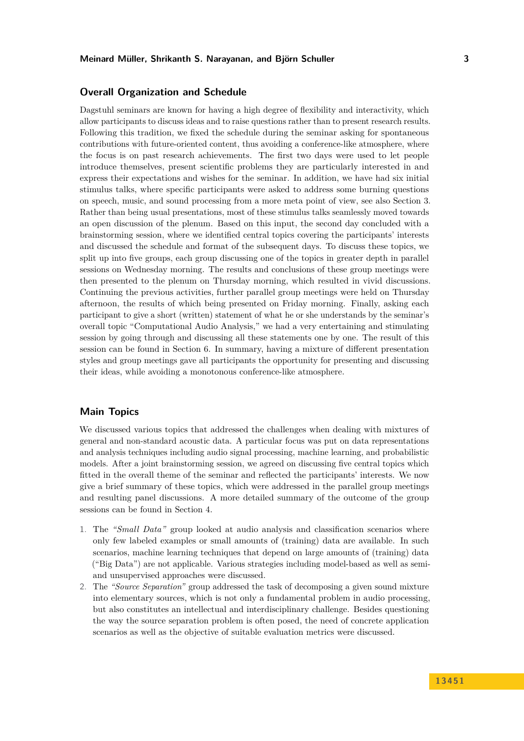## Overall Organization and Schedule

Dagstuhl seminars are known for having a high degree of flexibility and interactivity, which allow participants to discuss ideas and to raise questions rather than to present research results. Following this tradition, we fixed the schedule during the seminar asking for spontaneous contributions with future-oriented content, thus avoiding a conference-like atmosphere, where the focus is on past research achievements. The first two days were used to let people introduce themselves, present scientific problems they are particularly interested in and express their expectations and wishes for the seminar. In addition, we have had six initial stimulus talks, where specific participants were asked to address some burning questions on speech, music, and sound processing from a more meta point of view, see also Section 3. Rather than being usual presentations, most of these stimulus talks seamlessly moved towards an open discussion of the plenum. Based on this input, the second day concluded with a brainstorming session, where we identified central topics covering the participants' interests and discussed the schedule and format of the subsequent days. To discuss these topics, we split up into five groups, each group discussing one of the topics in greater depth in parallel sessions on Wednesday morning. The results and conclusions of these group meetings were then presented to the plenum on Thursday morning, which resulted in vivid discussions. Continuing the previous activities, further parallel group meetings were held on Thursday afternoon, the results of which being presented on Friday morning. Finally, asking each participant to give a short (written) statement of what he or she understands by the seminar's overall topic "Computational Audio Analysis," we had a very entertaining and stimulating session by going through and discussing all these statements one by one. The result of this session can be found in Section 6. In summary, having a mixture of different presentation styles and group meetings gave all participants the opportunity for presenting and discussing their ideas, while avoiding a monotonous conference-like atmosphere.

## Main Topics

We discussed various topics that addressed the challenges when dealing with mixtures of general and non-standard acoustic data. A particular focus was put on data representations and analysis techniques including audio signal processing, machine learning, and probabilistic models. After a joint brainstorming session, we agreed on discussing five central topics which fitted in the overall theme of the seminar and reflected the participants' interests. We now give a brief summary of these topics, which were addressed in the parallel group meetings and resulting panel discussions. A more detailed summary of the outcome of the group sessions can be found in Section 4.

1. The *"Small Data"* group looked at audio analysis and classification scenarios where only few labeled examples or small amounts of (training) data are available. In such scenarios, machine learning techniques that depend on large amounts of (training) data ("Big Data") are not applicable. Various strategies including model-based as well as semi- and unsupervised approaches were discussed.
2. The *"Source Separation"* group addressed the task of decomposing a given sound mixture into elementary sources, which is not only a fundamental problem in audio processing, but also constitutes an intellectual and interdisciplinary challenge. Besides questioning the way the source separation problem is often posed, the need of concrete application scenarios as well as the objective of suitable evaluation metrics were discussed.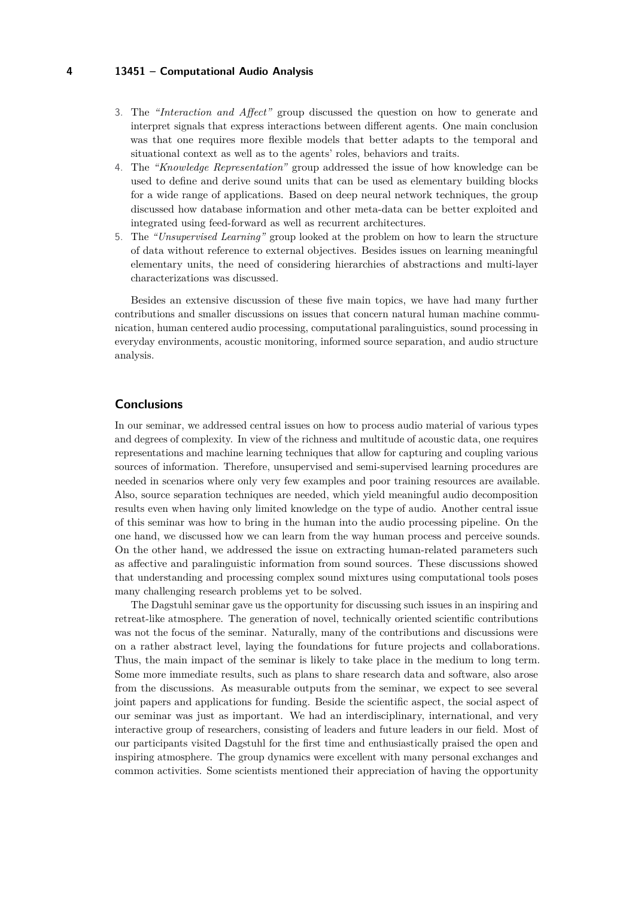3. The *"Interaction and Affect"* group discussed the question on how to generate and interpret signals that express interactions between different agents. One main conclusion was that one requires more flexible models that better adapts to the temporal and situational context as well as to the agents' roles, behaviors and traits.
4. The *"Knowledge Representation"* group addressed the issue of how knowledge can be used to define and derive sound units that can be used as elementary building blocks for a wide range of applications. Based on deep neural network techniques, the group discussed how database information and other meta-data can be better exploited and integrated using feed-forward as well as recurrent architectures.
5. The *"Unsupervised Learning"* group looked at the problem on how to learn the structure of data without reference to external objectives. Besides issues on learning meaningful elementary units, the need of considering hierarchies of abstractions and multi-layer characterizations was discussed.

Besides an extensive discussion of these five main topics, we have had many further contributions and smaller discussions on issues that concern natural human machine communication, human centered audio processing, computational paralinguistics, sound processing in everyday environments, acoustic monitoring, informed source separation, and audio structure analysis.

## Conclusions

In our seminar, we addressed central issues on how to process audio material of various types and degrees of complexity. In view of the richness and multitude of acoustic data, one requires representations and machine learning techniques that allow for capturing and coupling various sources of information. Therefore, unsupervised and semi-supervised learning procedures are needed in scenarios where only very few examples and poor training resources are available. Also, source separation techniques are needed, which yield meaningful audio decomposition results even when having only limited knowledge on the type of audio. Another central issue of this seminar was how to bring in the human into the audio processing pipeline. On the one hand, we discussed how we can learn from the way human process and perceive sounds. On the other hand, we addressed the issue on extracting human-related parameters such as affective and paralinguistic information from sound sources. These discussions showed that understanding and processing complex sound mixtures using computational tools poses many challenging research problems yet to be solved.

The Dagstuhl seminar gave us the opportunity for discussing such issues in an inspiring and retreat-like atmosphere. The generation of novel, technically oriented scientific contributions was not the focus of the seminar. Naturally, many of the contributions and discussions were on a rather abstract level, laying the foundations for future projects and collaborations. Thus, the main impact of the seminar is likely to take place in the medium to long term. Some more immediate results, such as plans to share research data and software, also arose from the discussions. As measurable outputs from the seminar, we expect to see several joint papers and applications for funding. Beside the scientific aspect, the social aspect of our seminar was just as important. We had an interdisciplinary, international, and very interactive group of researchers, consisting of leaders and future leaders in our field. Most of our participants visited Dagstuhl for the first time and enthusiastically praised the open and inspiring atmosphere. The group dynamics were excellent with many personal exchanges and common activities. Some scientists mentioned their appreciation of having the opportunity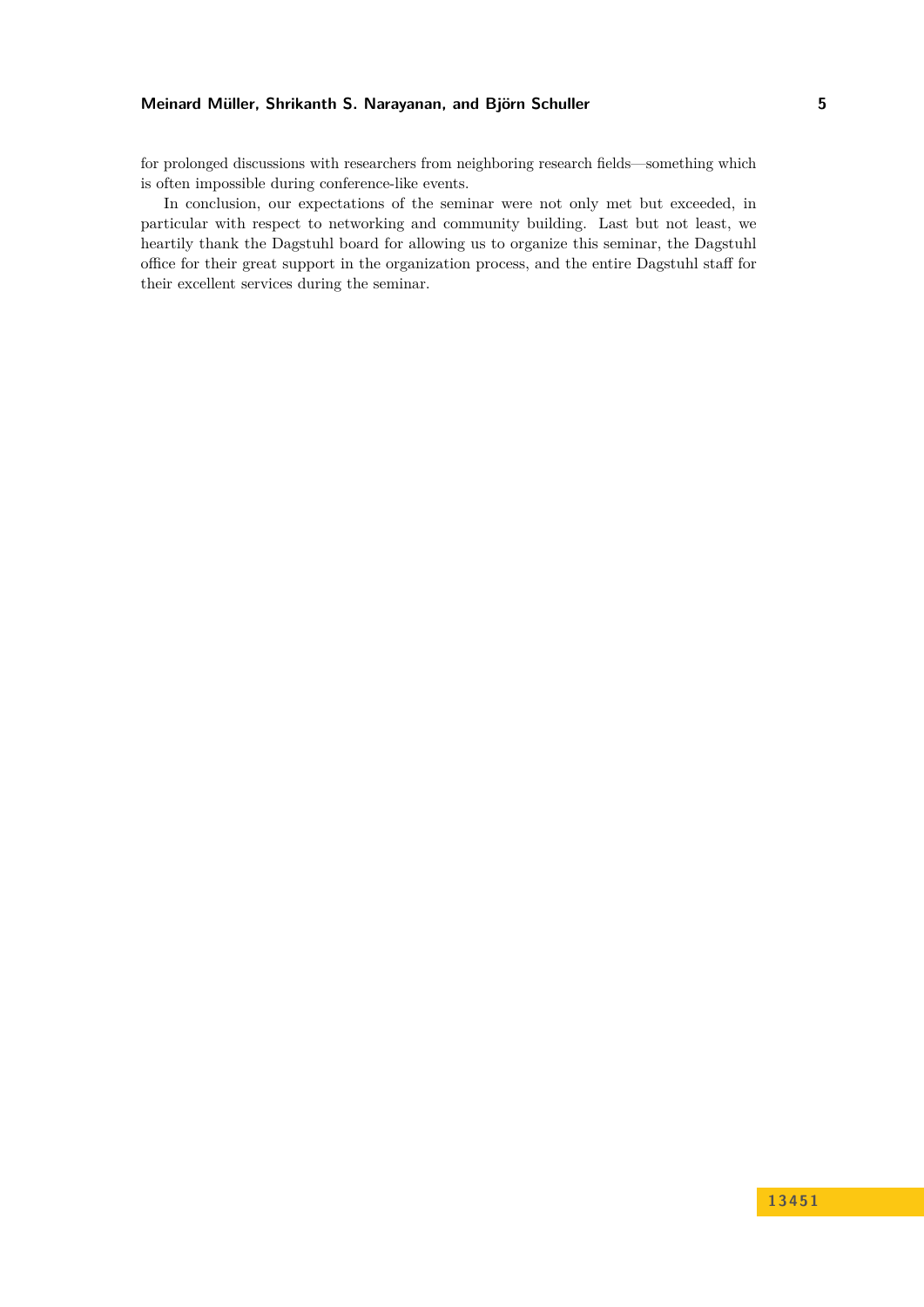for prolonged discussions with researchers from neighboring research fields—something which is often impossible during conference-like events.

In conclusion, our expectations of the seminar were not only met but exceeded, in particular with respect to networking and community building. Last but not least, we heartily thank the Dagstuhl board for allowing us to organize this seminar, the Dagstuhl office for their great support in the organization process, and the entire Dagstuhl staff for their excellent services during the seminar.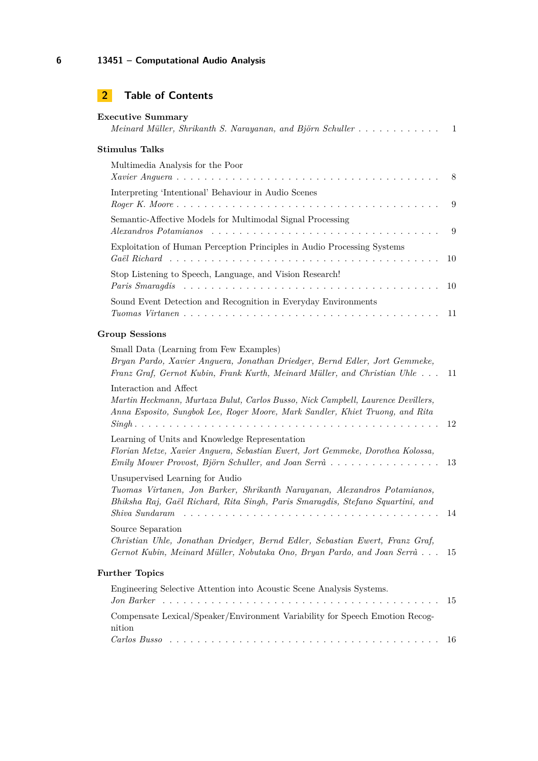## 2 Table of Contents

**Executive Summary**
*Meinard Müller, Shrikanth S. Narayanan, and Björn Schuller* . . . . . . . . . . . . 1

**Stimulus Talks**

Multimedia Analysis for the Poor
*Xavier Anguera* . . . . . . . . . . . . . . . . . . . . . . . . . . . . . . . . . . . 8

Interpreting 'Intentional' Behaviour in Audio Scenes
*Roger K. Moore* . . . . . . . . . . . . . . . . . . . . . . . . . . . . . . . . . . 9

Semantic-Affective Models for Multimodal Signal Processing
*Alexandros Potamianos* . . . . . . . . . . . . . . . . . . . . . . . . . . . . . . 9

Exploitation of Human Perception Principles in Audio Processing Systems
*Gaël Richard* . . . . . . . . . . . . . . . . . . . . . . . . . . . . . . . . . . . 10

Stop Listening to Speech, Language, and Vision Research!
*Paris Smaragdis* . . . . . . . . . . . . . . . . . . . . . . . . . . . . . . . . . 10

Sound Event Detection and Recognition in Everyday Environments
*Tuomas Virtanen* . . . . . . . . . . . . . . . . . . . . . . . . . . . . . . . . . 11

**Group Sessions**

Small Data (Learning from Few Examples)
*Bryan Pardo, Xavier Anguera, Jonathan Driedger, Bernd Edler, Jort Gemmeke, Franz Graf, Gernot Kubin, Frank Kurth, Meinard Müller, and Christian Uhle* . . . 11

Interaction and Affect
*Martin Heckmann, Murtaza Bulut, Carlos Busso, Nick Campbell, Laurence Devillers, Anna Esposito, Sungbok Lee, Roger Moore, Mark Sandler, Khiet Truong, and Rita Singh* . . . . . . . . . . . . . . . . . . . . . . . . . . . . . . . . . . . . . . . 12

Learning of Units and Knowledge Representation
*Florian Metze, Xavier Anguera, Sebastian Ewert, Jort Gemmeke, Dorothea Kolossa, Emily Mower Provost, Björn Schuller, and Joan Serrà* . . . . . . . . . . . . . . . . 13

Unsupervised Learning for Audio
*Tuomas Virtanen, Jon Barker, Shrikanth Narayanan, Alexandros Potamianos, Bhiksha Raj, Gaël Richard, Rita Singh, Paris Smaragdis, Stefano Squartini, and Shiva Sundaram* . . . . . . . . . . . . . . . . . . . . . . . . . . . . . . . . . . . 14

Source Separation
*Christian Uhle, Jonathan Driedger, Bernd Edler, Sebastian Ewert, Franz Graf, Gernot Kubin, Meinard Müller, Nobutaka Ono, Bryan Pardo, and Joan Serrà* . . . 15

**Further Topics**

Engineering Selective Attention into Acoustic Scene Analysis Systems.
*Jon Barker* . . . . . . . . . . . . . . . . . . . . . . . . . . . . . . . . . . . . . 15

Compensate Lexical/Speaker/Environment Variability for Speech Emotion Recognition
*Carlos Busso* . . . . . . . . . . . . . . . . . . . . . . . . . . . . . . . . . . . . 16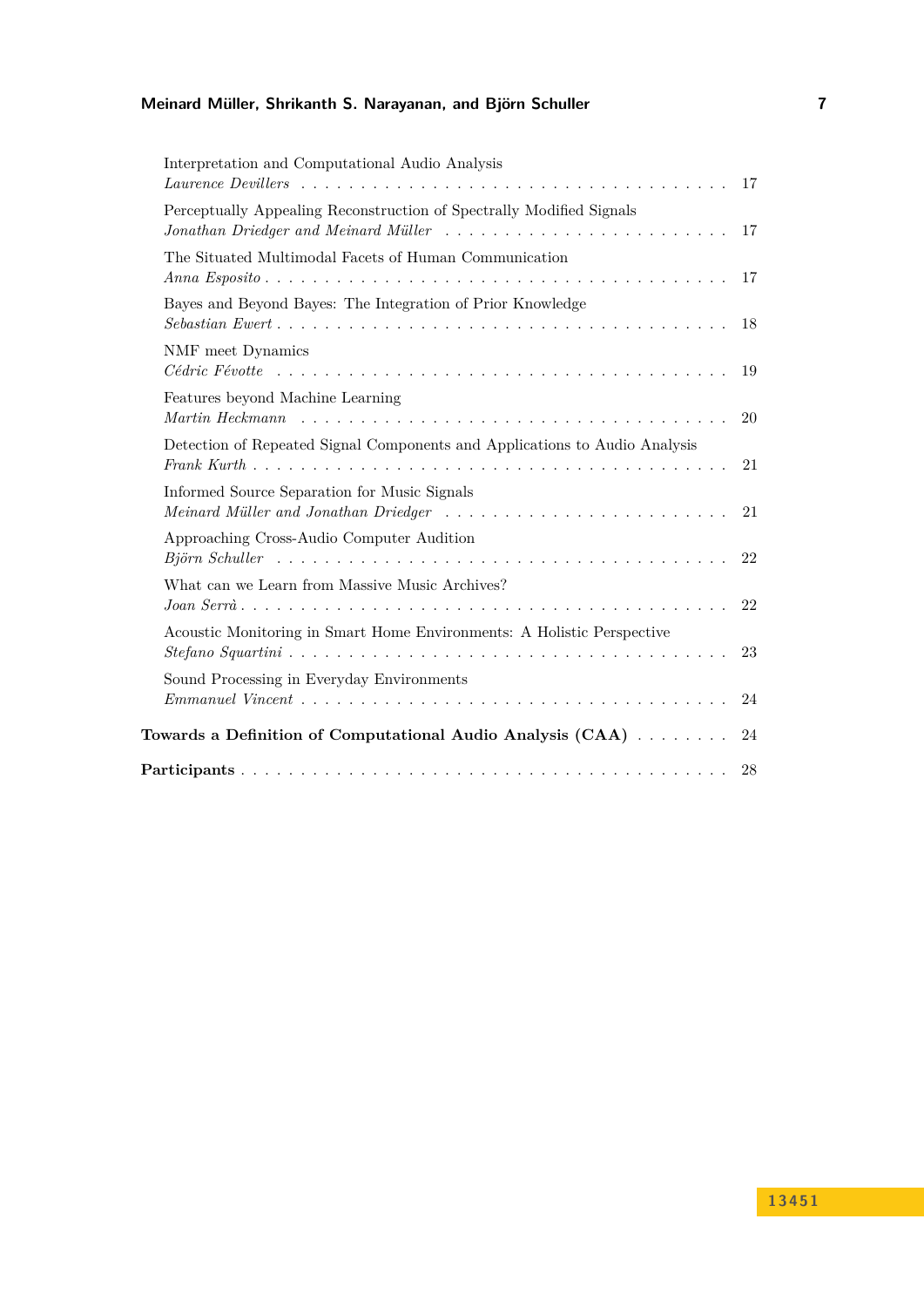Interpretation and Computational Audio Analysis
*Laurence Devillers* . . . . . . . . . . . . . . . . . . . . . . . . . . . . . . . . . . . 17

Perceptually Appealing Reconstruction of Spectrally Modified Signals
*Jonathan Driedger and Meinard Müller* . . . . . . . . . . . . . . . . . . . . . . . . 17

The Situated Multimodal Facets of Human Communication
*Anna Esposito* . . . . . . . . . . . . . . . . . . . . . . . . . . . . . . . . . . . . . 17

Bayes and Beyond Bayes: The Integration of Prior Knowledge
*Sebastian Ewert* . . . . . . . . . . . . . . . . . . . . . . . . . . . . . . . . . . . . 18

NMF meet Dynamics
*Cédric Févotte* . . . . . . . . . . . . . . . . . . . . . . . . . . . . . . . . . . . . 19

Features beyond Machine Learning
*Martin Heckmann* . . . . . . . . . . . . . . . . . . . . . . . . . . . . . . . . . . . 20

Detection of Repeated Signal Components and Applications to Audio Analysis
*Frank Kurth* . . . . . . . . . . . . . . . . . . . . . . . . . . . . . . . . . . . . . . 21

Informed Source Separation for Music Signals
*Meinard Müller and Jonathan Driedger* . . . . . . . . . . . . . . . . . . . . . . . . 21

Approaching Cross-Audio Computer Audition
*Björn Schuller* . . . . . . . . . . . . . . . . . . . . . . . . . . . . . . . . . . . . . 22

What can we Learn from Massive Music Archives?
*Joan Serrà* . . . . . . . . . . . . . . . . . . . . . . . . . . . . . . . . . . . . . . 22

Acoustic Monitoring in Smart Home Environments: A Holistic Perspective
*Stefano Squartini* . . . . . . . . . . . . . . . . . . . . . . . . . . . . . . . . . . . 23

Sound Processing in Everyday Environments
*Emmanuel Vincent* . . . . . . . . . . . . . . . . . . . . . . . . . . . . . . . . . . . 24

**Towards a Definition of Computational Audio Analysis (CAA)** . . . . . . . . 24

**Participants** . . . . . . . . . . . . . . . . . . . . . . . . . . . . . . . . . . . . . . 28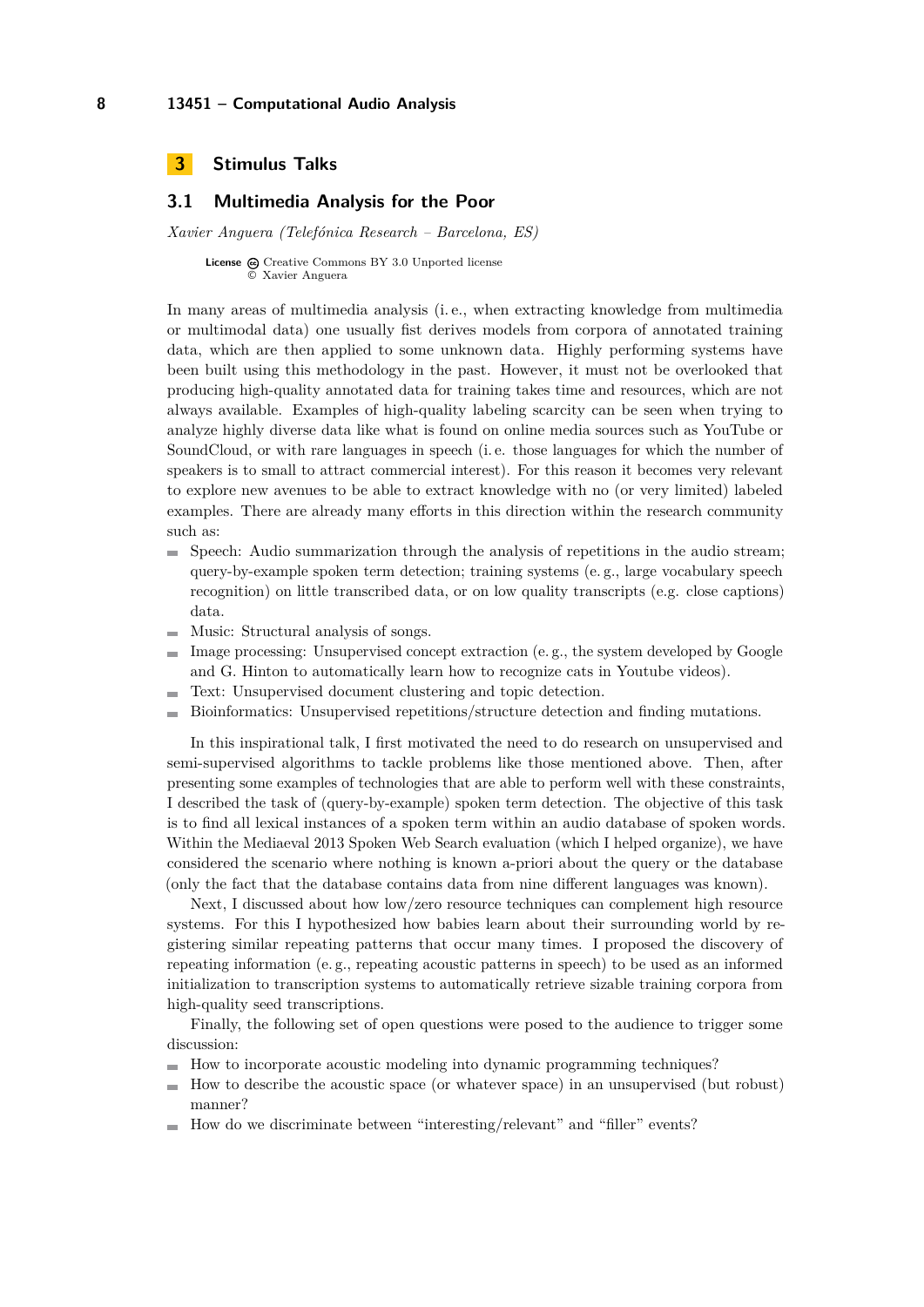# 3 Stimulus Talks

## 3.1 Multimedia Analysis for the Poor

*Xavier Anguera (Telefónica Research – Barcelona, ES)*

**License** Creative Commons BY 3.0 Unported license
© Xavier Anguera

In many areas of multimedia analysis (i. e., when extracting knowledge from multimedia or multimodal data) one usually fist derives models from corpora of annotated training data, which are then applied to some unknown data. Highly performing systems have been built using this methodology in the past. However, it must not be overlooked that producing high-quality annotated data for training takes time and resources, which are not always available. Examples of high-quality labeling scarcity can be seen when trying to analyze highly diverse data like what is found on online media sources such as YouTube or SoundCloud, or with rare languages in speech (i. e. those languages for which the number of speakers is to small to attract commercial interest). For this reason it becomes very relevant to explore new avenues to be able to extract knowledge with no (or very limited) labeled examples. There are already many efforts in this direction within the research community such as:

- Speech: Audio summarization through the analysis of repetitions in the audio stream; query-by-example spoken term detection; training systems (e. g., large vocabulary speech recognition) on little transcribed data, or on low quality transcripts (e.g. close captions) data.
- Music: Structural analysis of songs.
- Image processing: Unsupervised concept extraction (e. g., the system developed by Google and G. Hinton to automatically learn how to recognize cats in Youtube videos).
- Text: Unsupervised document clustering and topic detection.
- Bioinformatics: Unsupervised repetitions/structure detection and finding mutations.

In this inspirational talk, I first motivated the need to do research on unsupervised and semi-supervised algorithms to tackle problems like those mentioned above. Then, after presenting some examples of technologies that are able to perform well with these constraints, I described the task of (query-by-example) spoken term detection. The objective of this task is to find all lexical instances of a spoken term within an audio database of spoken words. Within the Mediaeval 2013 Spoken Web Search evaluation (which I helped organize), we have considered the scenario where nothing is known a-priori about the query or the database (only the fact that the database contains data from nine different languages was known).

Next, I discussed about how low/zero resource techniques can complement high resource systems. For this I hypothesized how babies learn about their surrounding world by registering similar repeating patterns that occur many times. I proposed the discovery of repeating information (e. g., repeating acoustic patterns in speech) to be used as an informed initialization to transcription systems to automatically retrieve sizable training corpora from high-quality seed transcriptions.

Finally, the following set of open questions were posed to the audience to trigger some discussion:

- How to incorporate acoustic modeling into dynamic programming techniques?
- How to describe the acoustic space (or whatever space) in an unsupervised (but robust) manner?
- How do we discriminate between "interesting/relevant" and "filler" events?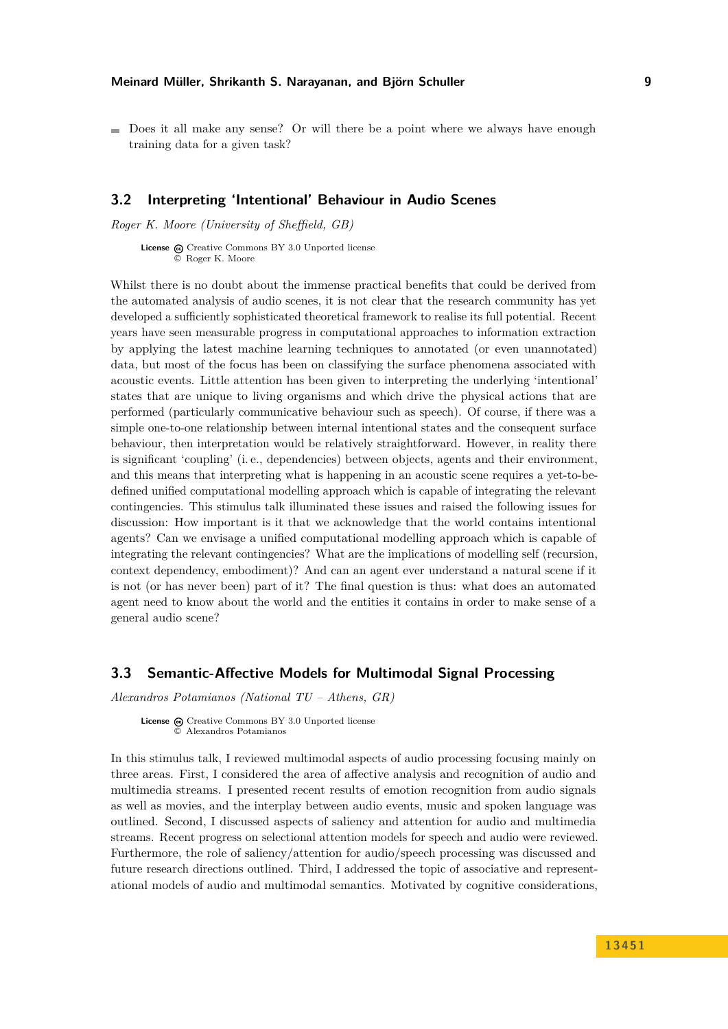- Does it all make any sense? Or will there be a point where we always have enough training data for a given task?

## 3.2 Interpreting 'Intentional' Behaviour in Audio Scenes

*Roger K. Moore (University of Sheffield, GB)*

**License** Creative Commons BY 3.0 Unported license
© Roger K. Moore

Whilst there is no doubt about the immense practical benefits that could be derived from the automated analysis of audio scenes, it is not clear that the research community has yet developed a sufficiently sophisticated theoretical framework to realise its full potential. Recent years have seen measurable progress in computational approaches to information extraction by applying the latest machine learning techniques to annotated (or even unannotated) data, but most of the focus has been on classifying the surface phenomena associated with acoustic events. Little attention has been given to interpreting the underlying 'intentional' states that are unique to living organisms and which drive the physical actions that are performed (particularly communicative behaviour such as speech). Of course, if there was a simple one-to-one relationship between internal intentional states and the consequent surface behaviour, then interpretation would be relatively straightforward. However, in reality there is significant 'coupling' (i. e., dependencies) between objects, agents and their environment, and this means that interpreting what is happening in an acoustic scene requires a yet-to-be-defined unified computational modelling approach which is capable of integrating the relevant contingencies. This stimulus talk illuminated these issues and raised the following issues for discussion: How important is it that we acknowledge that the world contains intentional agents? Can we envisage a unified computational modelling approach which is capable of integrating the relevant contingencies? What are the implications of modelling self (recursion, context dependency, embodiment)? And can an agent ever understand a natural scene if it is not (or has never been) part of it? The final question is thus: what does an automated agent need to know about the world and the entities it contains in order to make sense of a general audio scene?

## 3.3 Semantic-Affective Models for Multimodal Signal Processing

*Alexandros Potamianos (National TU – Athens, GR)*

**License** Creative Commons BY 3.0 Unported license
© Alexandros Potamianos

In this stimulus talk, I reviewed multimodal aspects of audio processing focusing mainly on three areas. First, I considered the area of affective analysis and recognition of audio and multimedia streams. I presented recent results of emotion recognition from audio signals as well as movies, and the interplay between audio events, music and spoken language was outlined. Second, I discussed aspects of saliency and attention for audio and multimedia streams. Recent progress on selectional attention models for speech and audio were reviewed. Furthermore, the role of saliency/attention for audio/speech processing was discussed and future research directions outlined. Third, I addressed the topic of associative and representational models of audio and multimodal semantics. Motivated by cognitive considerations,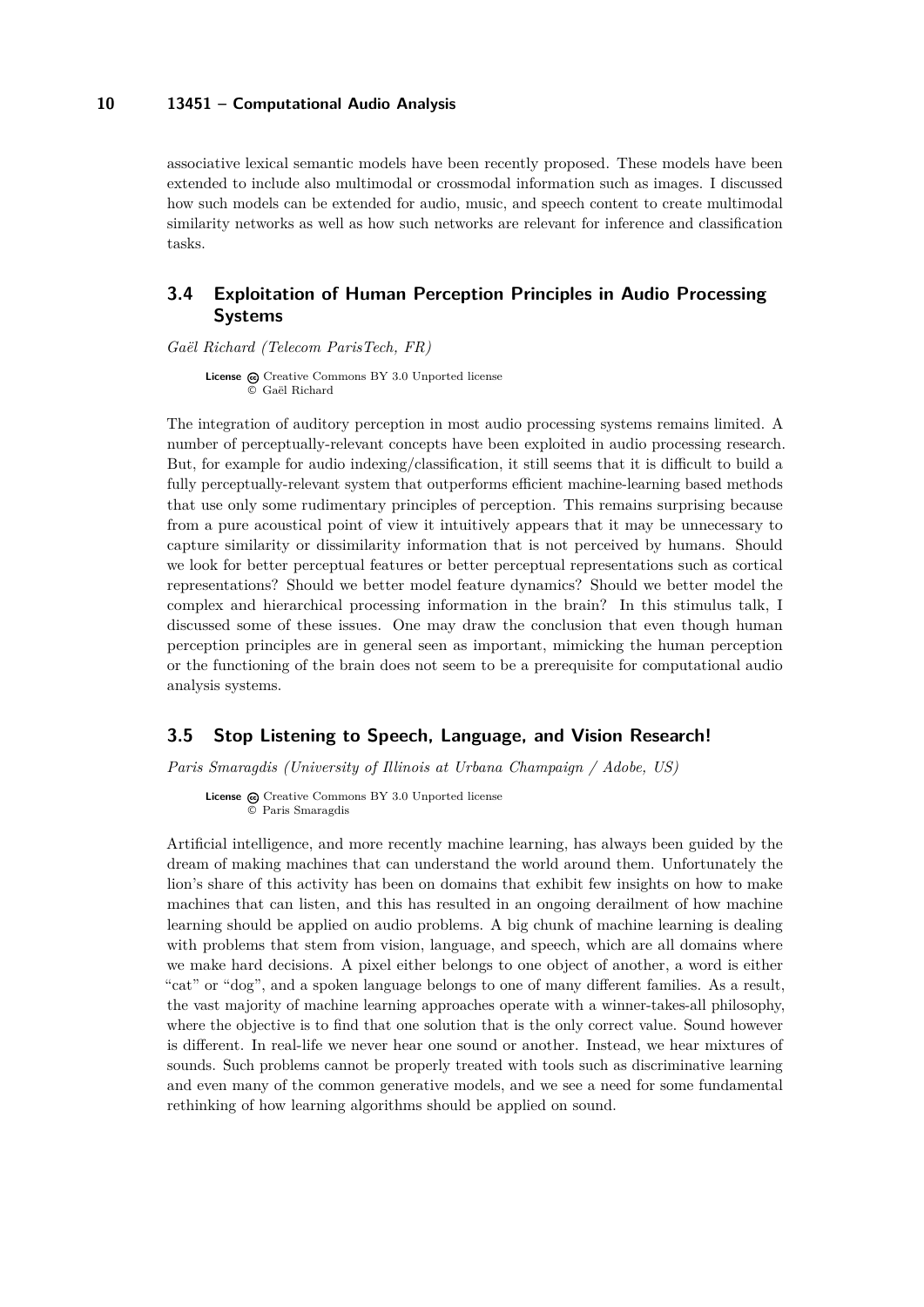associative lexical semantic models have been recently proposed. These models have been extended to include also multimodal or crossmodal information such as images. I discussed how such models can be extended for audio, music, and speech content to create multimodal similarity networks as well as how such networks are relevant for inference and classification tasks.

## 3.4 Exploitation of Human Perception Principles in Audio Processing Systems

*Gaël Richard (Telecom ParisTech, FR)*

**License** Creative Commons BY 3.0 Unported license
© Gaël Richard

The integration of auditory perception in most audio processing systems remains limited. A number of perceptually-relevant concepts have been exploited in audio processing research. But, for example for audio indexing/classification, it still seems that it is difficult to build a fully perceptually-relevant system that outperforms efficient machine-learning based methods that use only some rudimentary principles of perception. This remains surprising because from a pure acoustical point of view it intuitively appears that it may be unnecessary to capture similarity or dissimilarity information that is not perceived by humans. Should we look for better perceptual features or better perceptual representations such as cortical representations? Should we better model feature dynamics? Should we better model the complex and hierarchical processing information in the brain? In this stimulus talk, I discussed some of these issues. One may draw the conclusion that even though human perception principles are in general seen as important, mimicking the human perception or the functioning of the brain does not seem to be a prerequisite for computational audio analysis systems.

## 3.5 Stop Listening to Speech, Language, and Vision Research!

*Paris Smaragdis (University of Illinois at Urbana Champaign / Adobe, US)*

**License** Creative Commons BY 3.0 Unported license
© Paris Smaragdis

Artificial intelligence, and more recently machine learning, has always been guided by the dream of making machines that can understand the world around them. Unfortunately the lion's share of this activity has been on domains that exhibit few insights on how to make machines that can listen, and this has resulted in an ongoing derailment of how machine learning should be applied on audio problems. A big chunk of machine learning is dealing with problems that stem from vision, language, and speech, which are all domains where we make hard decisions. A pixel either belongs to one object of another, a word is either "cat" or "dog", and a spoken language belongs to one of many different families. As a result, the vast majority of machine learning approaches operate with a winner-takes-all philosophy, where the objective is to find that one solution that is the only correct value. Sound however is different. In real-life we never hear one sound or another. Instead, we hear mixtures of sounds. Such problems cannot be properly treated with tools such as discriminative learning and even many of the common generative models, and we see a need for some fundamental rethinking of how learning algorithms should be applied on sound.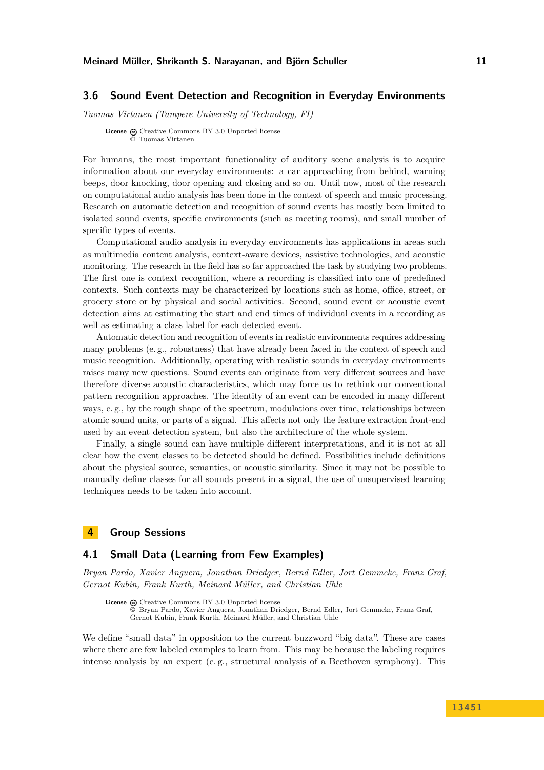### 3.6 Sound Event Detection and Recognition in Everyday Environments

*Tuomas Virtanen (Tampere University of Technology, FI)*

**License** Creative Commons BY 3.0 Unported license
© Tuomas Virtanen

For humans, the most important functionality of auditory scene analysis is to acquire information about our everyday environments: a car approaching from behind, warning beeps, door knocking, door opening and closing and so on. Until now, most of the research on computational audio analysis has been done in the context of speech and music processing. Research on automatic detection and recognition of sound events has mostly been limited to isolated sound events, specific environments (such as meeting rooms), and small number of specific types of events.

Computational audio analysis in everyday environments has applications in areas such as multimedia content analysis, context-aware devices, assistive technologies, and acoustic monitoring. The research in the field has so far approached the task by studying two problems. The first one is context recognition, where a recording is classified into one of predefined contexts. Such contexts may be characterized by locations such as home, office, street, or grocery store or by physical and social activities. Second, sound event or acoustic event detection aims at estimating the start and end times of individual events in a recording as well as estimating a class label for each detected event.

Automatic detection and recognition of events in realistic environments requires addressing many problems (e. g., robustness) that have already been faced in the context of speech and music recognition. Additionally, operating with realistic sounds in everyday environments raises many new questions. Sound events can originate from very different sources and have therefore diverse acoustic characteristics, which may force us to rethink our conventional pattern recognition approaches. The identity of an event can be encoded in many different ways, e. g., by the rough shape of the spectrum, modulations over time, relationships between atomic sound units, or parts of a signal. This affects not only the feature extraction front-end used by an event detection system, but also the architecture of the whole system.

Finally, a single sound can have multiple different interpretations, and it is not at all clear how the event classes to be detected should be defined. Possibilities include definitions about the physical source, semantics, or acoustic similarity. Since it may not be possible to manually define classes for all sounds present in a signal, the use of unsupervised learning techniques needs to be taken into account.

## 4 Group Sessions

### 4.1 Small Data (Learning from Few Examples)

*Bryan Pardo, Xavier Anguera, Jonathan Driedger, Bernd Edler, Jort Gemmeke, Franz Graf, Gernot Kubin, Frank Kurth, Meinard Müller, and Christian Uhle*

**License** Creative Commons BY 3.0 Unported license
© Bryan Pardo, Xavier Anguera, Jonathan Driedger, Bernd Edler, Jort Gemmeke, Franz Graf, Gernot Kubin, Frank Kurth, Meinard Müller, and Christian Uhle

We define "small data" in opposition to the current buzzword "big data". These are cases where there are few labeled examples to learn from. This may be because the labeling requires intense analysis by an expert (e. g., structural analysis of a Beethoven symphony). This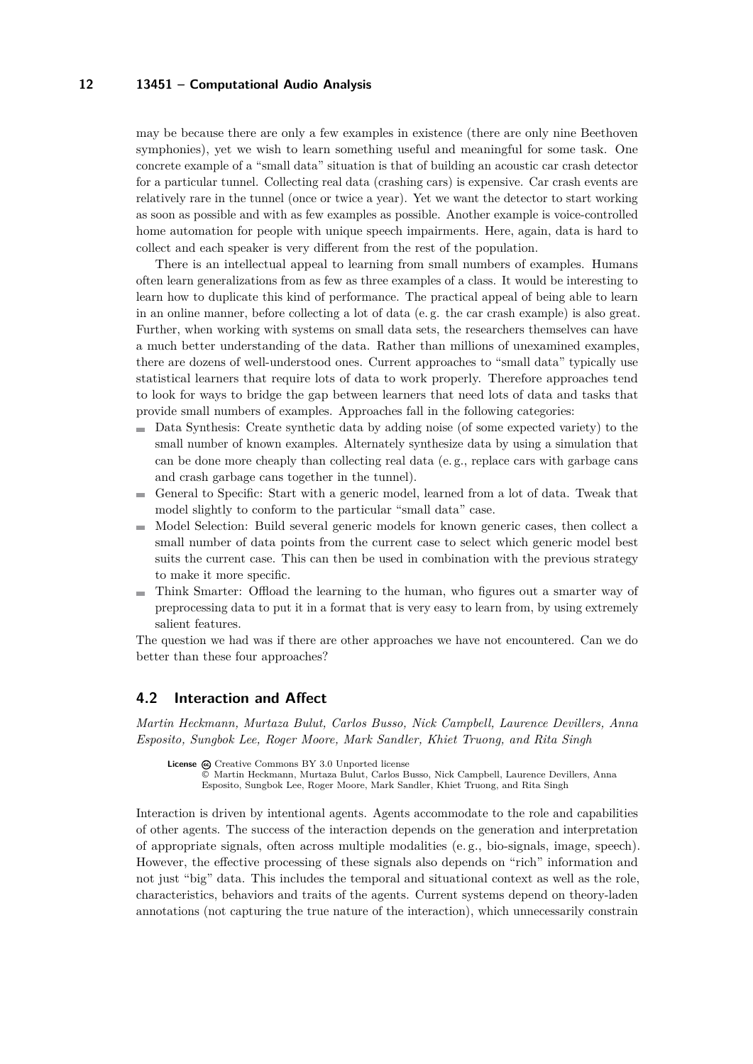may be because there are only a few examples in existence (there are only nine Beethoven symphonies), yet we wish to learn something useful and meaningful for some task. One concrete example of a "small data" situation is that of building an acoustic car crash detector for a particular tunnel. Collecting real data (crashing cars) is expensive. Car crash events are relatively rare in the tunnel (once or twice a year). Yet we want the detector to start working as soon as possible and with as few examples as possible. Another example is voice-controlled home automation for people with unique speech impairments. Here, again, data is hard to collect and each speaker is very different from the rest of the population.

There is an intellectual appeal to learning from small numbers of examples. Humans often learn generalizations from as few as three examples of a class. It would be interesting to learn how to duplicate this kind of performance. The practical appeal of being able to learn in an online manner, before collecting a lot of data (e. g. the car crash example) is also great. Further, when working with systems on small data sets, the researchers themselves can have a much better understanding of the data. Rather than millions of unexamined examples, there are dozens of well-understood ones. Current approaches to "small data" typically use statistical learners that require lots of data to work properly. Therefore approaches tend to look for ways to bridge the gap between learners that need lots of data and tasks that provide small numbers of examples. Approaches fall in the following categories:

- Data Synthesis: Create synthetic data by adding noise (of some expected variety) to the small number of known examples. Alternately synthesize data by using a simulation that can be done more cheaply than collecting real data (e. g., replace cars with garbage cans and crash garbage cans together in the tunnel).
- General to Specific: Start with a generic model, learned from a lot of data. Tweak that model slightly to conform to the particular "small data" case.
- Model Selection: Build several generic models for known generic cases, then collect a small number of data points from the current case to select which generic model best suits the current case. This can then be used in combination with the previous strategy to make it more specific.
- Think Smarter: Offload the learning to the human, who figures out a smarter way of preprocessing data to put it in a format that is very easy to learn from, by using extremely salient features.

The question we had was if there are other approaches we have not encountered. Can we do better than these four approaches?

## 4.2 Interaction and Affect

*Martin Heckmann, Murtaza Bulut, Carlos Busso, Nick Campbell, Laurence Devillers, Anna Esposito, Sungbok Lee, Roger Moore, Mark Sandler, Khiet Truong, and Rita Singh*

**License** Creative Commons BY 3.0 Unported license
© Martin Heckmann, Murtaza Bulut, Carlos Busso, Nick Campbell, Laurence Devillers, Anna Esposito, Sungbok Lee, Roger Moore, Mark Sandler, Khiet Truong, and Rita Singh

Interaction is driven by intentional agents. Agents accommodate to the role and capabilities of other agents. The success of the interaction depends on the generation and interpretation of appropriate signals, often across multiple modalities (e. g., bio-signals, image, speech). However, the effective processing of these signals also depends on "rich" information and not just "big" data. This includes the temporal and situational context as well as the role, characteristics, behaviors and traits of the agents. Current systems depend on theory-laden annotations (not capturing the true nature of the interaction), which unnecessarily constrain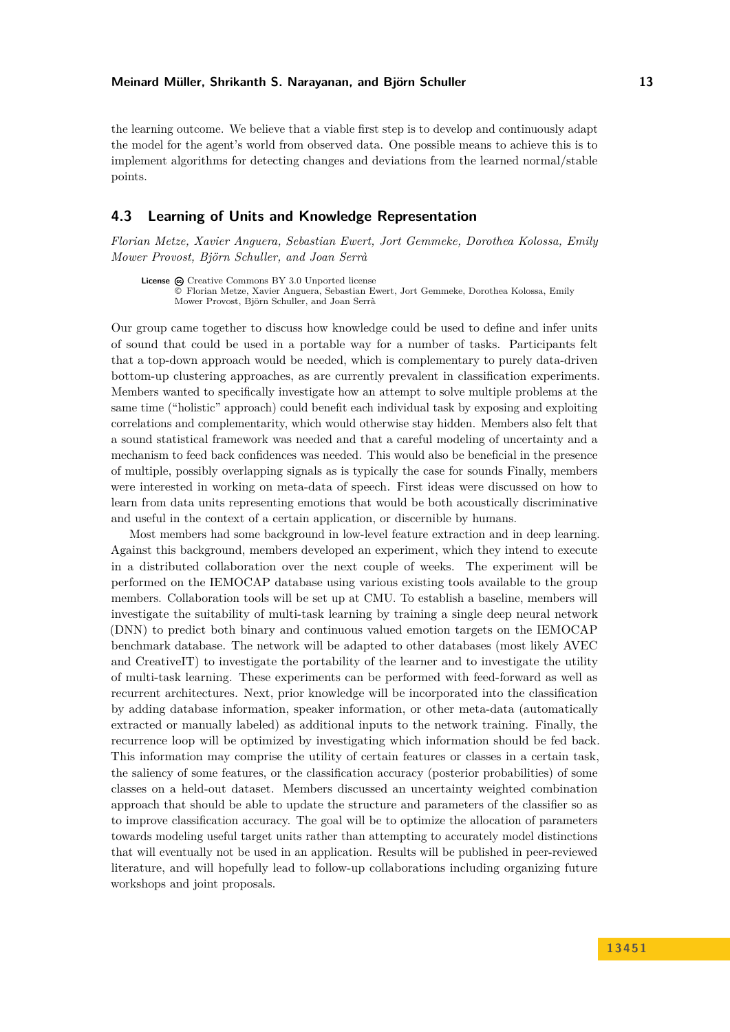the learning outcome. We believe that a viable first step is to develop and continuously adapt the model for the agent's world from observed data. One possible means to achieve this is to implement algorithms for detecting changes and deviations from the learned normal/stable points.

## 4.3 Learning of Units and Knowledge Representation

*Florian Metze, Xavier Anguera, Sebastian Ewert, Jort Gemmeke, Dorothea Kolossa, Emily Mower Provost, Björn Schuller, and Joan Serrà*

**License** Creative Commons BY 3.0 Unported license
© Florian Metze, Xavier Anguera, Sebastian Ewert, Jort Gemmeke, Dorothea Kolossa, Emily Mower Provost, Björn Schuller, and Joan Serrà

Our group came together to discuss how knowledge could be used to define and infer units of sound that could be used in a portable way for a number of tasks. Participants felt that a top-down approach would be needed, which is complementary to purely data-driven bottom-up clustering approaches, as are currently prevalent in classification experiments. Members wanted to specifically investigate how an attempt to solve multiple problems at the same time ("holistic" approach) could benefit each individual task by exposing and exploiting correlations and complementarity, which would otherwise stay hidden. Members also felt that a sound statistical framework was needed and that a careful modeling of uncertainty and a mechanism to feed back confidences was needed. This would also be beneficial in the presence of multiple, possibly overlapping signals as is typically the case for sounds Finally, members were interested in working on meta-data of speech. First ideas were discussed on how to learn from data units representing emotions that would be both acoustically discriminative and useful in the context of a certain application, or discernible by humans.

Most members had some background in low-level feature extraction and in deep learning. Against this background, members developed an experiment, which they intend to execute in a distributed collaboration over the next couple of weeks. The experiment will be performed on the IEMOCAP database using various existing tools available to the group members. Collaboration tools will be set up at CMU. To establish a baseline, members will investigate the suitability of multi-task learning by training a single deep neural network (DNN) to predict both binary and continuous valued emotion targets on the IEMOCAP benchmark database. The network will be adapted to other databases (most likely AVEC and CreativeIT) to investigate the portability of the learner and to investigate the utility of multi-task learning. These experiments can be performed with feed-forward as well as recurrent architectures. Next, prior knowledge will be incorporated into the classification by adding database information, speaker information, or other meta-data (automatically extracted or manually labeled) as additional inputs to the network training. Finally, the recurrence loop will be optimized by investigating which information should be fed back. This information may comprise the utility of certain features or classes in a certain task, the saliency of some features, or the classification accuracy (posterior probabilities) of some classes on a held-out dataset. Members discussed an uncertainty weighted combination approach that should be able to update the structure and parameters of the classifier so as to improve classification accuracy. The goal will be to optimize the allocation of parameters towards modeling useful target units rather than attempting to accurately model distinctions that will eventually not be used in an application. Results will be published in peer-reviewed literature, and will hopefully lead to follow-up collaborations including organizing future workshops and joint proposals.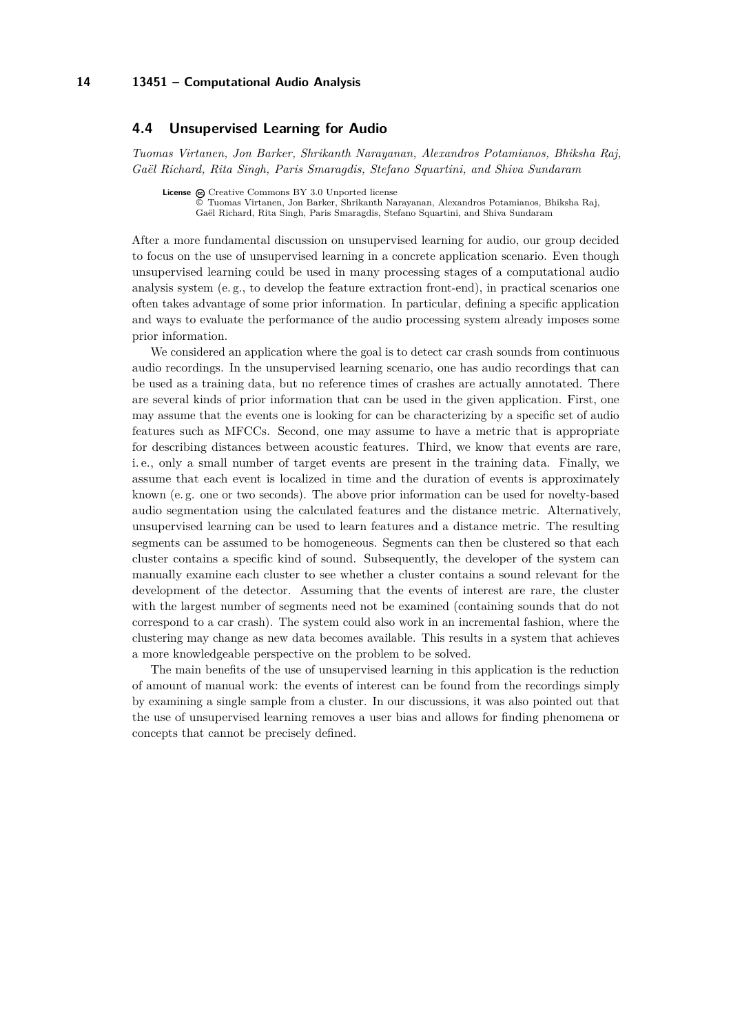## 4.4 Unsupervised Learning for Audio

*Tuomas Virtanen, Jon Barker, Shrikanth Narayanan, Alexandros Potamianos, Bhiksha Raj, Gaël Richard, Rita Singh, Paris Smaragdis, Stefano Squartini, and Shiva Sundaram*

**License** Creative Commons BY 3.0 Unported license
© Tuomas Virtanen, Jon Barker, Shrikanth Narayanan, Alexandros Potamianos, Bhiksha Raj, Gaël Richard, Rita Singh, Paris Smaragdis, Stefano Squartini, and Shiva Sundaram

After a more fundamental discussion on unsupervised learning for audio, our group decided to focus on the use of unsupervised learning in a concrete application scenario. Even though unsupervised learning could be used in many processing stages of a computational audio analysis system (e. g., to develop the feature extraction front-end), in practical scenarios one often takes advantage of some prior information. In particular, defining a specific application and ways to evaluate the performance of the audio processing system already imposes some prior information.

We considered an application where the goal is to detect car crash sounds from continuous audio recordings. In the unsupervised learning scenario, one has audio recordings that can be used as a training data, but no reference times of crashes are actually annotated. There are several kinds of prior information that can be used in the given application. First, one may assume that the events one is looking for can be characterizing by a specific set of audio features such as MFCCs. Second, one may assume to have a metric that is appropriate for describing distances between acoustic features. Third, we know that events are rare, i. e., only a small number of target events are present in the training data. Finally, we assume that each event is localized in time and the duration of events is approximately known (e. g. one or two seconds). The above prior information can be used for novelty-based audio segmentation using the calculated features and the distance metric. Alternatively, unsupervised learning can be used to learn features and a distance metric. The resulting segments can be assumed to be homogeneous. Segments can then be clustered so that each cluster contains a specific kind of sound. Subsequently, the developer of the system can manually examine each cluster to see whether a cluster contains a sound relevant for the development of the detector. Assuming that the events of interest are rare, the cluster with the largest number of segments need not be examined (containing sounds that do not correspond to a car crash). The system could also work in an incremental fashion, where the clustering may change as new data becomes available. This results in a system that achieves a more knowledgeable perspective on the problem to be solved.

The main benefits of the use of unsupervised learning in this application is the reduction of amount of manual work: the events of interest can be found from the recordings simply by examining a single sample from a cluster. In our discussions, it was also pointed out that the use of unsupervised learning removes a user bias and allows for finding phenomena or concepts that cannot be precisely defined.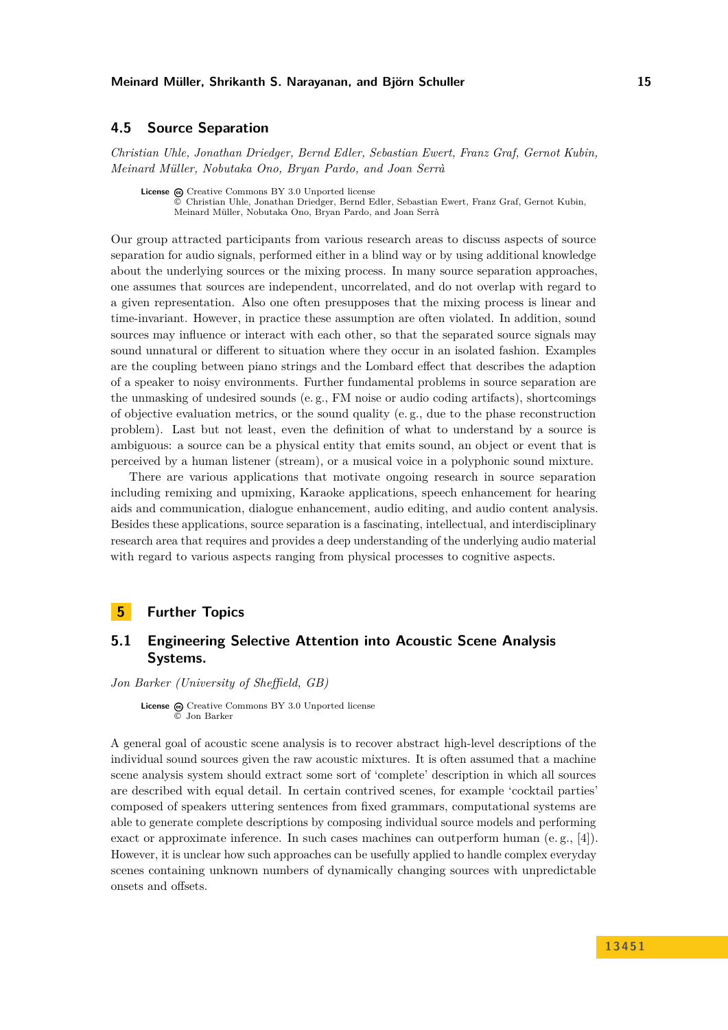## 4.5 Source Separation

*Christian Uhle, Jonathan Driedger, Bernd Edler, Sebastian Ewert, Franz Graf, Gernot Kubin, Meinard Müller, Nobutaka Ono, Bryan Pardo, and Joan Serrà*

**License** Creative Commons BY 3.0 Unported license
© Christian Uhle, Jonathan Driedger, Bernd Edler, Sebastian Ewert, Franz Graf, Gernot Kubin, Meinard Müller, Nobutaka Ono, Bryan Pardo, and Joan Serrà

Our group attracted participants from various research areas to discuss aspects of source separation for audio signals, performed either in a blind way or by using additional knowledge about the underlying sources or the mixing process. In many source separation approaches, one assumes that sources are independent, uncorrelated, and do not overlap with regard to a given representation. Also one often presupposes that the mixing process is linear and time-invariant. However, in practice these assumption are often violated. In addition, sound sources may influence or interact with each other, so that the separated source signals may sound unnatural or different to situation where they occur in an isolated fashion. Examples are the coupling between piano strings and the Lombard effect that describes the adaption of a speaker to noisy environments. Further fundamental problems in source separation are the unmasking of undesired sounds (e.g., FM noise or audio coding artifacts), shortcomings of objective evaluation metrics, or the sound quality (e.g., due to the phase reconstruction problem). Last but not least, even the definition of what to understand by a source is ambiguous: a source can be a physical entity that emits sound, an object or event that is perceived by a human listener (stream), or a musical voice in a polyphonic sound mixture.

There are various applications that motivate ongoing research in source separation including remixing and upmixing, Karaoke applications, speech enhancement for hearing aids and communication, dialogue enhancement, audio editing, and audio content analysis. Besides these applications, source separation is a fascinating, intellectual, and interdisciplinary research area that requires and provides a deep understanding of the underlying audio material with regard to various aspects ranging from physical processes to cognitive aspects.

# 5 Further Topics

## 5.1 Engineering Selective Attention into Acoustic Scene Analysis Systems.

*Jon Barker (University of Sheffield, GB)*

**License** Creative Commons BY 3.0 Unported license
© Jon Barker

A general goal of acoustic scene analysis is to recover abstract high-level descriptions of the individual sound sources given the raw acoustic mixtures. It is often assumed that a machine scene analysis system should extract some sort of 'complete' description in which all sources are described with equal detail. In certain contrived scenes, for example 'cocktail parties' composed of speakers uttering sentences from fixed grammars, computational systems are able to generate complete descriptions by composing individual source models and performing exact or approximate inference. In such cases machines can outperform human (e.g., [4]). However, it is unclear how such approaches can be usefully applied to handle complex everyday scenes containing unknown numbers of dynamically changing sources with unpredictable onsets and offsets.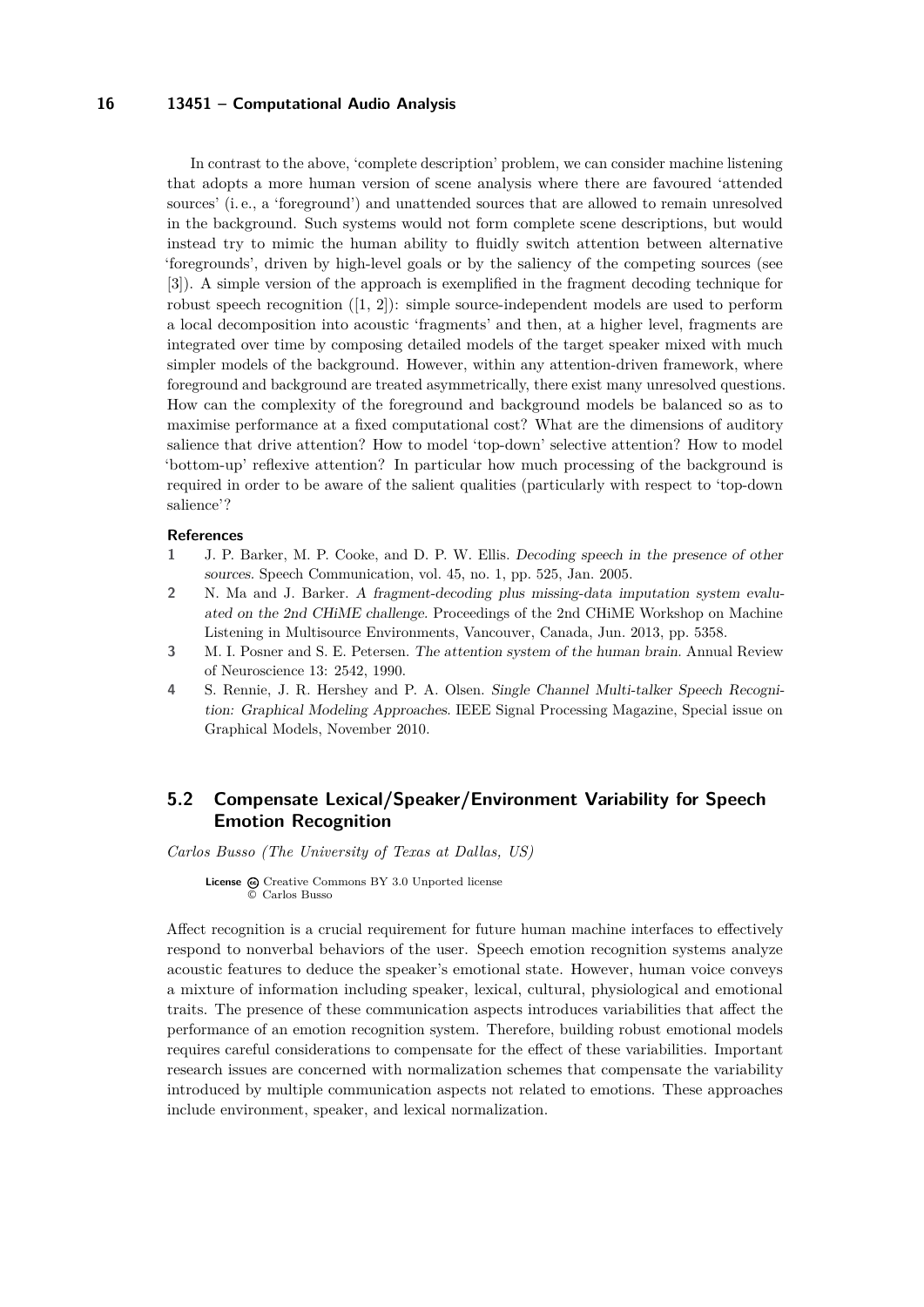In contrast to the above, 'complete description' problem, we can consider machine listening that adopts a more human version of scene analysis where there are favoured 'attended sources' (i. e., a 'foreground') and unattended sources that are allowed to remain unresolved in the background. Such systems would not form complete scene descriptions, but would instead try to mimic the human ability to fluidly switch attention between alternative 'foregrounds', driven by high-level goals or by the saliency of the competing sources (see [3]). A simple version of the approach is exemplified in the fragment decoding technique for robust speech recognition ([1, 2]): simple source-independent models are used to perform a local decomposition into acoustic 'fragments' and then, at a higher level, fragments are integrated over time by composing detailed models of the target speaker mixed with much simpler models of the background. However, within any attention-driven framework, where foreground and background are treated asymmetrically, there exist many unresolved questions. How can the complexity of the foreground and background models be balanced so as to maximise performance at a fixed computational cost? What are the dimensions of auditory salience that drive attention? How to model 'top-down' selective attention? How to model 'bottom-up' reflexive attention? In particular how much processing of the background is required in order to be aware of the salient qualities (particularly with respect to 'top-down salience'?

#### References

1. J. P. Barker, M. P. Cooke, and D. P. W. Ellis. *Decoding speech in the presence of other sources*. Speech Communication, vol. 45, no. 1, pp. 525, Jan. 2005.
2. N. Ma and J. Barker. *A fragment-decoding plus missing-data imputation system evaluated on the 2nd CHiME challenge*. Proceedings of the 2nd CHiME Workshop on Machine Listening in Multisource Environments, Vancouver, Canada, Jun. 2013, pp. 5358.
3. M. I. Posner and S. E. Petersen. *The attention system of the human brain*. Annual Review of Neuroscience 13: 2542, 1990.
4. S. Rennie, J. R. Hershey and P. A. Olsen. *Single Channel Multi-talker Speech Recognition: Graphical Modeling Approaches*. IEEE Signal Processing Magazine, Special issue on Graphical Models, November 2010.

## 5.2 Compensate Lexical/Speaker/Environment Variability for Speech Emotion Recognition

*Carlos Busso (The University of Texas at Dallas, US)*

**License** Creative Commons BY 3.0 Unported license
© Carlos Busso

Affect recognition is a crucial requirement for future human machine interfaces to effectively respond to nonverbal behaviors of the user. Speech emotion recognition systems analyze acoustic features to deduce the speaker's emotional state. However, human voice conveys a mixture of information including speaker, lexical, cultural, physiological and emotional traits. The presence of these communication aspects introduces variabilities that affect the performance of an emotion recognition system. Therefore, building robust emotional models requires careful considerations to compensate for the effect of these variabilities. Important research issues are concerned with normalization schemes that compensate the variability introduced by multiple communication aspects not related to emotions. These approaches include environment, speaker, and lexical normalization.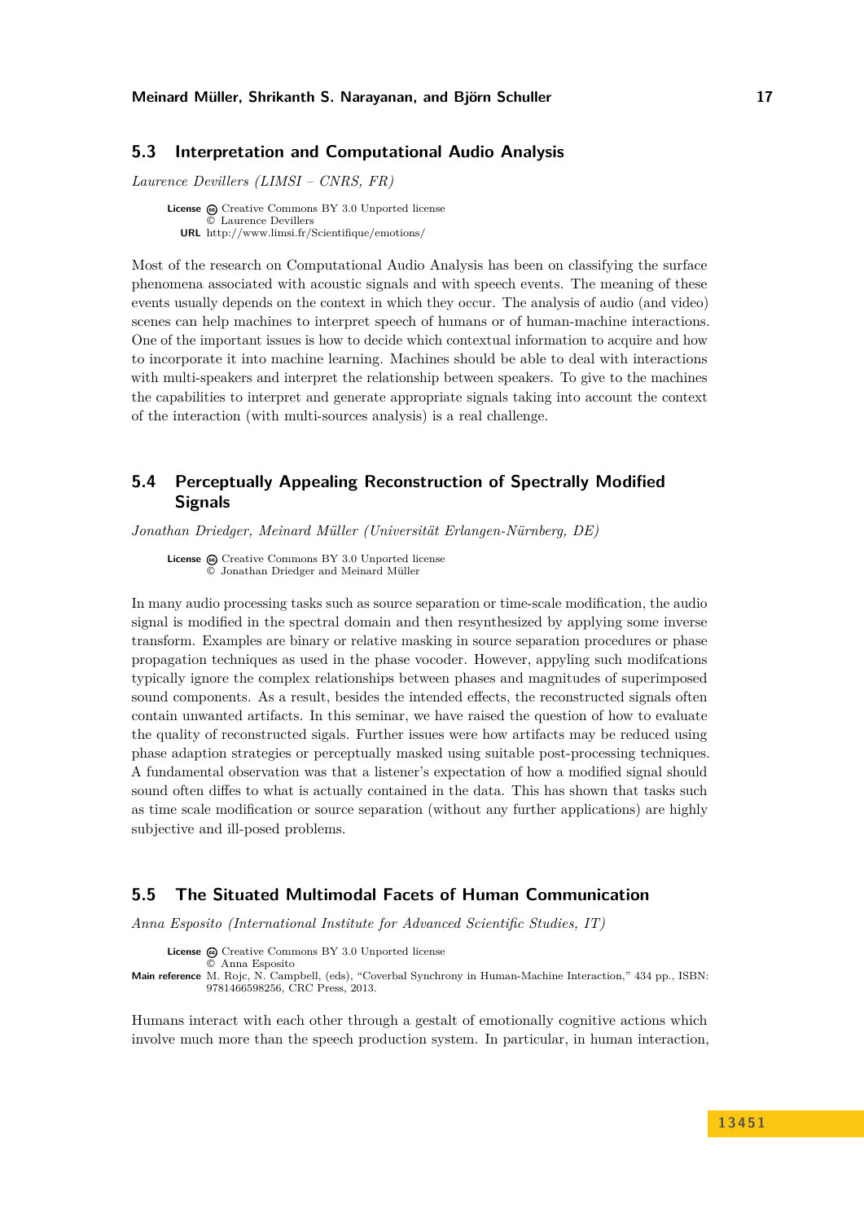## 5.3 Interpretation and Computational Audio Analysis

*Laurence Devillers (LIMSI – CNRS, FR)*

**License** Creative Commons BY 3.0 Unported license
© Laurence Devillers
**URL** http://www.limsi.fr/Scientifique/emotions/

Most of the research on Computational Audio Analysis has been on classifying the surface phenomena associated with acoustic signals and with speech events. The meaning of these events usually depends on the context in which they occur. The analysis of audio (and video) scenes can help machines to interpret speech of humans or of human-machine interactions. One of the important issues is how to decide which contextual information to acquire and how to incorporate it into machine learning. Machines should be able to deal with interactions with multi-speakers and interpret the relationship between speakers. To give to the machines the capabilities to interpret and generate appropriate signals taking into account the context of the interaction (with multi-sources analysis) is a real challenge.

## 5.4 Perceptually Appealing Reconstruction of Spectrally Modified Signals

*Jonathan Driedger, Meinard Müller (Universität Erlangen-Nürnberg, DE)*

**License** Creative Commons BY 3.0 Unported license
© Jonathan Driedger and Meinard Müller

In many audio processing tasks such as source separation or time-scale modification, the audio signal is modified in the spectral domain and then resynthesized by applying some inverse transform. Examples are binary or relative masking in source separation procedures or phase propagation techniques as used in the phase vocoder. However, appplying such modifcations typically ignore the complex relationships between phases and magnitudes of superimposed sound components. As a result, besides the intended effects, the reconstructed signals often contain unwanted artifacts. In this seminar, we have raised the question of how to evaluate the quality of reconstructed sigals. Further issues were how artifacts may be reduced using phase adaption strategies or perceptually masked using suitable post-processing techniques. A fundamental observation was that a listener's expectation of how a modified signal should sound often diffes to what is actually contained in the data. This has shown that tasks such as time scale modification or source separation (without any further applications) are highly subjective and ill-posed problems.

## 5.5 The Situated Multimodal Facets of Human Communication

*Anna Esposito (International Institute for Advanced Scientific Studies, IT)*

**License** Creative Commons BY 3.0 Unported license
© Anna Esposito
**Main reference** M. Rojc, N. Campbell, (eds), "Coverbal Synchrony in Human-Machine Interaction," 434 pp., ISBN: 9781466598256, CRC Press, 2013.

Humans interact with each other through a gestalt of emotionally cognitive actions which involve much more than the speech production system. In particular, in human interaction,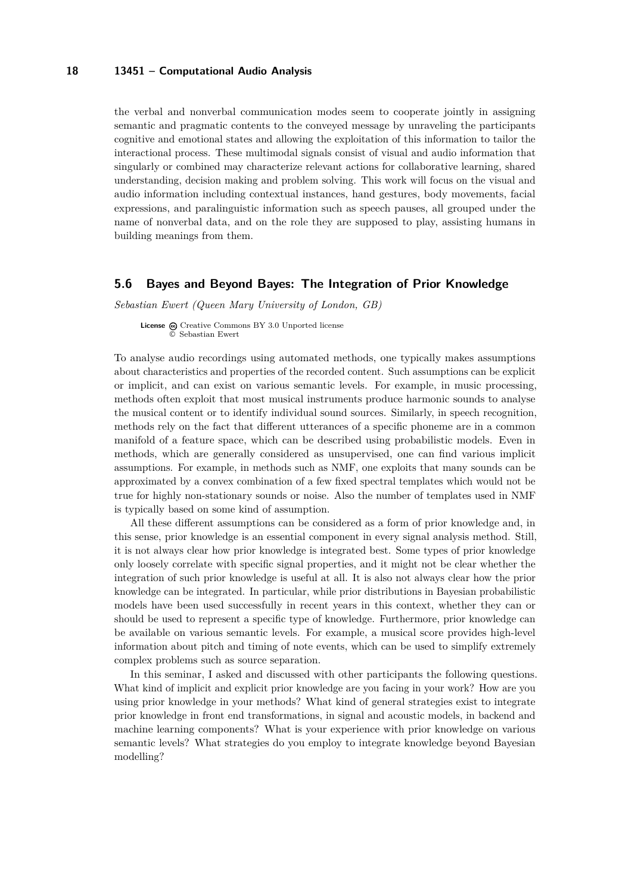the verbal and nonverbal communication modes seem to cooperate jointly in assigning semantic and pragmatic contents to the conveyed message by unraveling the participants cognitive and emotional states and allowing the exploitation of this information to tailor the interactional process. These multimodal signals consist of visual and audio information that singularly or combined may characterize relevant actions for collaborative learning, shared understanding, decision making and problem solving. This work will focus on the visual and audio information including contextual instances, hand gestures, body movements, facial expressions, and paralinguistic information such as speech pauses, all grouped under the name of nonverbal data, and on the role they are supposed to play, assisting humans in building meanings from them.

## 5.6 Bayes and Beyond Bayes: The Integration of Prior Knowledge

*Sebastian Ewert (Queen Mary University of London, GB)*

**License** Creative Commons BY 3.0 Unported license
© Sebastian Ewert

To analyse audio recordings using automated methods, one typically makes assumptions about characteristics and properties of the recorded content. Such assumptions can be explicit or implicit, and can exist on various semantic levels. For example, in music processing, methods often exploit that most musical instruments produce harmonic sounds to analyse the musical content or to identify individual sound sources. Similarly, in speech recognition, methods rely on the fact that different utterances of a specific phoneme are in a common manifold of a feature space, which can be described using probabilistic models. Even in methods, which are generally considered as unsupervised, one can find various implicit assumptions. For example, in methods such as NMF, one exploits that many sounds can be approximated by a convex combination of a few fixed spectral templates which would not be true for highly non-stationary sounds or noise. Also the number of templates used in NMF is typically based on some kind of assumption.

All these different assumptions can be considered as a form of prior knowledge and, in this sense, prior knowledge is an essential component in every signal analysis method. Still, it is not always clear how prior knowledge is integrated best. Some types of prior knowledge only loosely correlate with specific signal properties, and it might not be clear whether the integration of such prior knowledge is useful at all. It is also not always clear how the prior knowledge can be integrated. In particular, while prior distributions in Bayesian probabilistic models have been used successfully in recent years in this context, whether they can or should be used to represent a specific type of knowledge. Furthermore, prior knowledge can be available on various semantic levels. For example, a musical score provides high-level information about pitch and timing of note events, which can be used to simplify extremely complex problems such as source separation.

In this seminar, I asked and discussed with other participants the following questions. What kind of implicit and explicit prior knowledge are you facing in your work? How are you using prior knowledge in your methods? What kind of general strategies exist to integrate prior knowledge in front end transformations, in signal and acoustic models, in backend and machine learning components? What is your experience with prior knowledge on various semantic levels? What strategies do you employ to integrate knowledge beyond Bayesian modelling?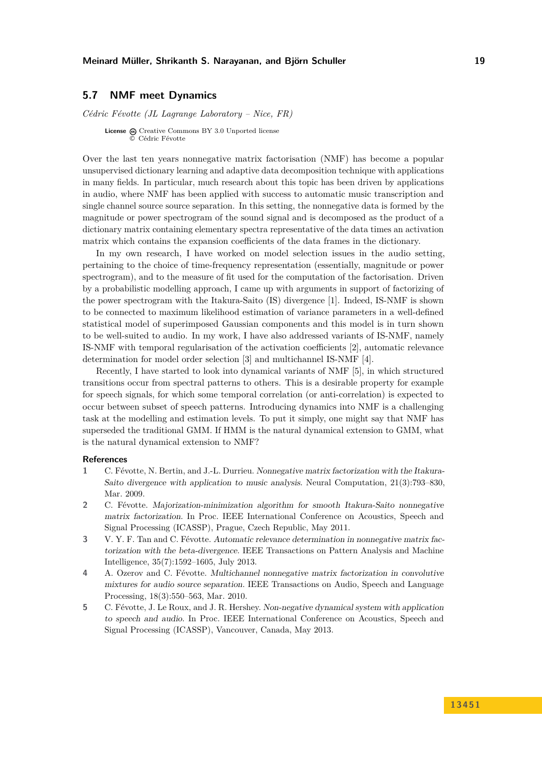## 5.7 NMF meet Dynamics

*Cédric Févotte (JL Lagrange Laboratory – Nice, FR)*

**License** Creative Commons BY 3.0 Unported license
© Cédric Févotte

Over the last ten years nonnegative matrix factorisation (NMF) has become a popular unsupervised dictionary learning and adaptive data decomposition technique with applications in many fields. In particular, much research about this topic has been driven by applications in audio, where NMF has been applied with success to automatic music transcription and single channel source source separation. In this setting, the nonnegative data is formed by the magnitude or power spectrogram of the sound signal and is decomposed as the product of a dictionary matrix containing elementary spectra representative of the data times an activation matrix which contains the expansion coefficients of the data frames in the dictionary.

In my own research, I have worked on model selection issues in the audio setting, pertaining to the choice of time-frequency representation (essentially, magnitude or power spectrogram), and to the measure of fit used for the computation of the factorisation. Driven by a probabilistic modelling approach, I came up with arguments in support of factorizing of the power spectrogram with the Itakura-Saito (IS) divergence [1]. Indeed, IS-NMF is shown to be connected to maximum likelihood estimation of variance parameters in a well-defined statistical model of superimposed Gaussian components and this model is in turn shown to be well-suited to audio. In my work, I have also addressed variants of IS-NMF, namely IS-NMF with temporal regularisation of the activation coefficients [2], automatic relevance determination for model order selection [3] and multichannel IS-NMF [4].

Recently, I have started to look into dynamical variants of NMF [5], in which structured transitions occur from spectral patterns to others. This is a desirable property for example for speech signals, for which some temporal correlation (or anti-correlation) is expected to occur between subset of speech patterns. Introducing dynamics into NMF is a challenging task at the modelling and estimation levels. To put it simply, one might say that NMF has superseded the traditional GMM. If HMM is the natural dynamical extension to GMM, what is the natural dynamical extension to NMF?

### References

1. C. Févotte, N. Bertin, and J.-L. Durrieu. *Nonnegative matrix factorization with the Itakura-Saito divergence with application to music analysis.* Neural Computation, 21(3):793–830, Mar. 2009.
2. C. Févotte. *Majorization-minimization algorithm for smooth Itakura-Saito nonnegative matrix factorization.* In Proc. IEEE International Conference on Acoustics, Speech and Signal Processing (ICASSP), Prague, Czech Republic, May 2011.
3. V. Y. F. Tan and C. Févotte. *Automatic relevance determination in nonnegative matrix factorization with the beta-divergence.* IEEE Transactions on Pattern Analysis and Machine Intelligence, 35(7):1592–1605, July 2013.
4. A. Ozerov and C. Févotte. *Multichannel nonnegative matrix factorization in convolutive mixtures for audio source separation.* IEEE Transactions on Audio, Speech and Language Processing, 18(3):550–563, Mar. 2010.
5. C. Févotte, J. Le Roux, and J. R. Hershey. *Non-negative dynamical system with application to speech and audio.* In Proc. IEEE International Conference on Acoustics, Speech and Signal Processing (ICASSP), Vancouver, Canada, May 2013.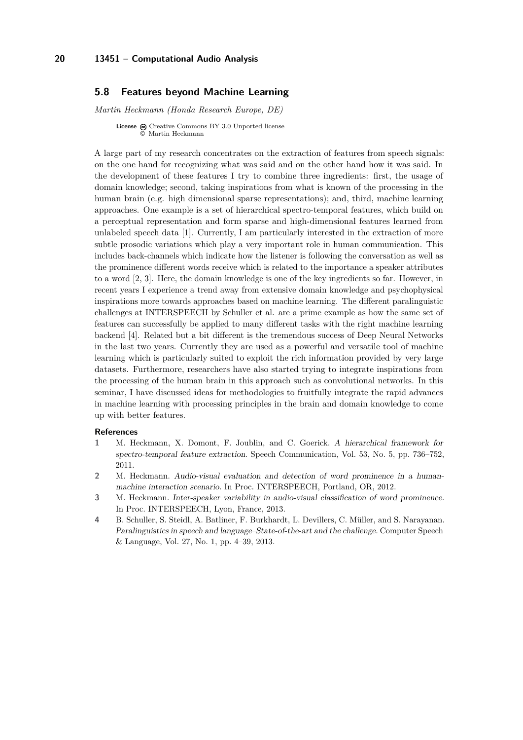## 5.8 Features beyond Machine Learning

*Martin Heckmann (Honda Research Europe, DE)*

**License** Creative Commons BY 3.0 Unported license
© Martin Heckmann

A large part of my research concentrates on the extraction of features from speech signals: on the one hand for recognizing what was said and on the other hand how it was said. In the development of these features I try to combine three ingredients: first, the usage of domain knowledge; second, taking inspirations from what is known of the processing in the human brain (e.g. high dimensional sparse representations); and, third, machine learning approaches. One example is a set of hierarchical spectro-temporal features, which build on a perceptual representation and form sparse and high-dimensional features learned from unlabeled speech data [1]. Currently, I am particularly interested in the extraction of more subtle prosodic variations which play a very important role in human communication. This includes back-channels which indicate how the listener is following the conversation as well as the prominence different words receive which is related to the importance a speaker attributes to a word [2, 3]. Here, the domain knowledge is one of the key ingredients so far. However, in recent years I experience a trend away from extensive domain knowledge and psychophysical inspirations more towards approaches based on machine learning. The different paralinguistic challenges at INTERSPEECH by Schuller et al. are a prime example as how the same set of features can successfully be applied to many different tasks with the right machine learning backend [4]. Related but a bit different is the tremendous success of Deep Neural Networks in the last two years. Currently they are used as a powerful and versatile tool of machine learning which is particularly suited to exploit the rich information provided by very large datasets. Furthermore, researchers have also started trying to integrate inspirations from the processing of the human brain in this approach such as convolutional networks. In this seminar, I have discussed ideas for methodologies to fruitfully integrate the rapid advances in machine learning with processing principles in the brain and domain knowledge to come up with better features.

### References

1. M. Heckmann, X. Domont, F. Joublin, and C. Goerick. *A hierarchical framework for spectro-temporal feature extraction*. Speech Communication, Vol. 53, No. 5, pp. 736–752, 2011.
2. M. Heckmann. *Audio-visual evaluation and detection of word prominence in a human-machine interaction scenario*. In Proc. INTERSPEECH, Portland, OR, 2012.
3. M. Heckmann. *Inter-speaker variability in audio-visual classification of word prominence*. In Proc. INTERSPEECH, Lyon, France, 2013.
4. B. Schuller, S. Steidl, A. Batliner, F. Burkhardt, L. Devillers, C. Müller, and S. Narayanan. *Paralinguistics in speech and language–State-of-the-art and the challenge*. Computer Speech & Language, Vol. 27, No. 1, pp. 4–39, 2013.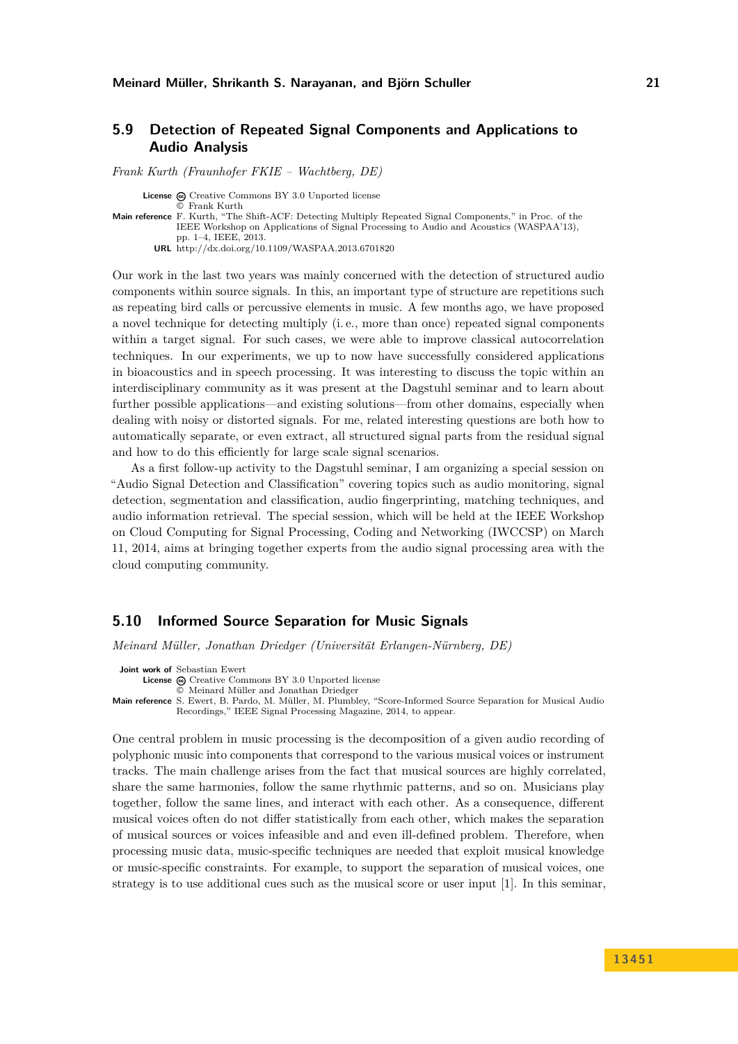## 5.9 Detection of Repeated Signal Components and Applications to Audio Analysis

*Frank Kurth (Fraunhofer FKIE – Wachtberg, DE)*

**License** Creative Commons BY 3.0 Unported license
© Frank Kurth
**Main reference** F. Kurth, "The Shift-ACF: Detecting Multiply Repeated Signal Components," in Proc. of the IEEE Workshop on Applications of Signal Processing to Audio and Acoustics (WASPAA'13), pp. 1–4, IEEE, 2013.
**URL** http://dx.doi.org/10.1109/WASPAA.2013.6701820

Our work in the last two years was mainly concerned with the detection of structured audio components within source signals. In this, an important type of structure are repetitions such as repeating bird calls or percussive elements in music. A few months ago, we have proposed a novel technique for detecting multiply (i. e., more than once) repeated signal components within a target signal. For such cases, we were able to improve classical autocorrelation techniques. In our experiments, we up to now have successfully considered applications in bioacoustics and in speech processing. It was interesting to discuss the topic within an interdisciplinary community as it was present at the Dagstuhl seminar and to learn about further possible applications—and existing solutions—from other domains, especially when dealing with noisy or distorted signals. For me, related interesting questions are both how to automatically separate, or even extract, all structured signal parts from the residual signal and how to do this efficiently for large scale signal scenarios.

As a first follow-up activity to the Dagstuhl seminar, I am organizing a special session on "Audio Signal Detection and Classification" covering topics such as audio monitoring, signal detection, segmentation and classification, audio fingerprinting, matching techniques, and audio information retrieval. The special session, which will be held at the IEEE Workshop on Cloud Computing for Signal Processing, Coding and Networking (IWCCSP) on March 11, 2014, aims at bringing together experts from the audio signal processing area with the cloud computing community.

## 5.10 Informed Source Separation for Music Signals

*Meinard Müller, Jonathan Driedger (Universität Erlangen-Nürnberg, DE)*

**Joint work of** Sebastian Ewert
**License** Creative Commons BY 3.0 Unported license
© Meinard Müller and Jonathan Driedger
**Main reference** S. Ewert, B. Pardo, M. Müller, M. Plumbley, "Score-Informed Source Separation for Musical Audio Recordings," IEEE Signal Processing Magazine, 2014, to appear.

One central problem in music processing is the decomposition of a given audio recording of polyphonic music into components that correspond to the various musical voices or instrument tracks. The main challenge arises from the fact that musical sources are highly correlated, share the same harmonies, follow the same rhythmic patterns, and so on. Musicians play together, follow the same lines, and interact with each other. As a consequence, different musical voices often do not differ statistically from each other, which makes the separation of musical sources or voices infeasible and and even ill-defined problem. Therefore, when processing music data, music-specific techniques are needed that exploit musical knowledge or music-specific constraints. For example, to support the separation of musical voices, one strategy is to use additional cues such as the musical score or user input [1]. In this seminar,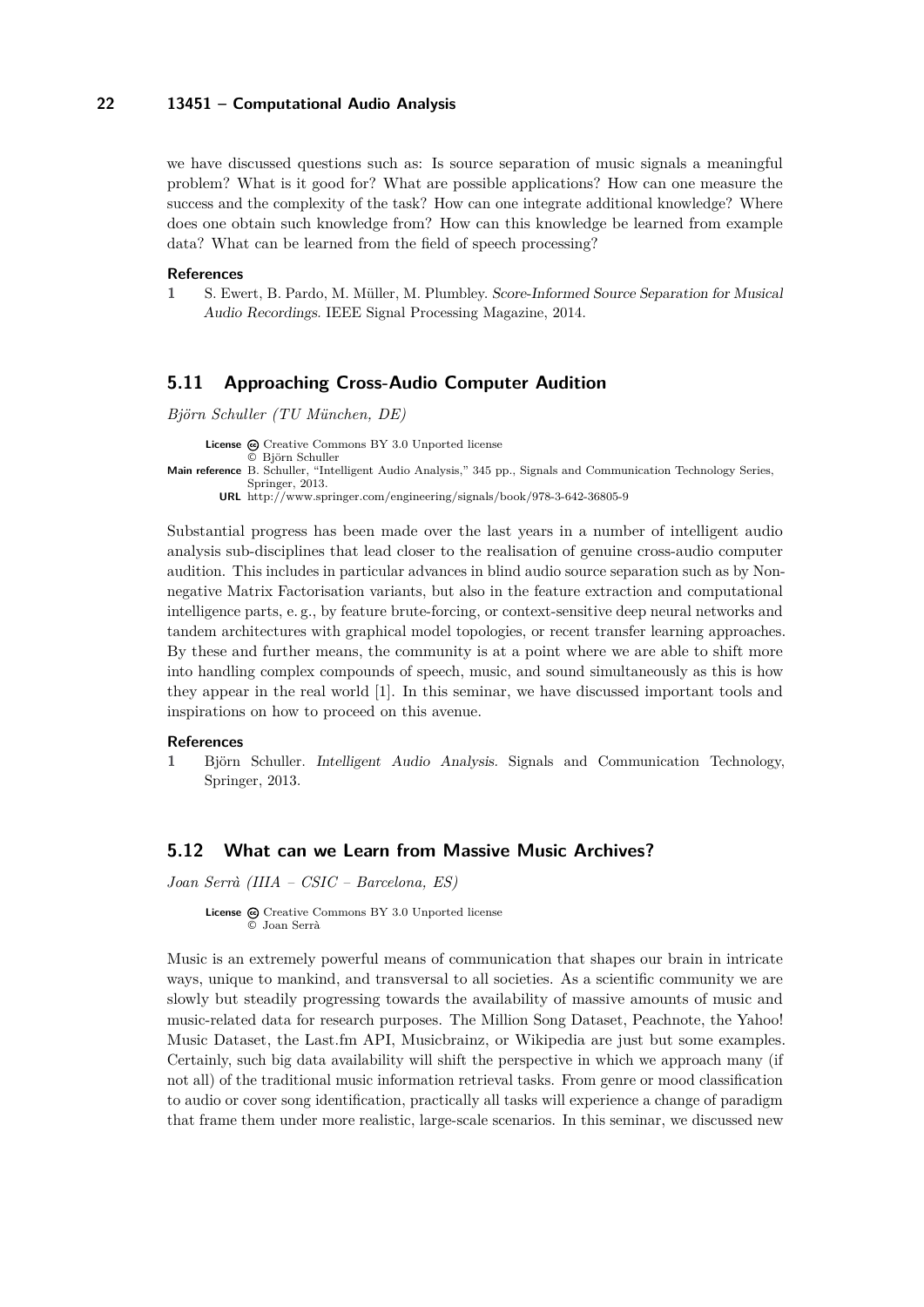we have discussed questions such as: Is source separation of music signals a meaningful problem? What is it good for? What are possible applications? How can one measure the success and the complexity of the task? How can one integrate additional knowledge? Where does one obtain such knowledge from? How can this knowledge be learned from example data? What can be learned from the field of speech processing?

### References

1. S. Ewert, B. Pardo, M. Müller, M. Plumbley. *Score-Informed Source Separation for Musical Audio Recordings.* IEEE Signal Processing Magazine, 2014.

## 5.11 Approaching Cross-Audio Computer Audition

*Björn Schuller (TU München, DE)*

**License** Creative Commons BY 3.0 Unported license
© Björn Schuller
**Main reference** B. Schuller, "Intelligent Audio Analysis," 345 pp., Signals and Communication Technology Series, Springer, 2013.
**URL** http://www.springer.com/engineering/signals/book/978-3-642-36805-9

Substantial progress has been made over the last years in a number of intelligent audio analysis sub-disciplines that lead closer to the realisation of genuine cross-audio computer audition. This includes in particular advances in blind audio source separation such as by Non-negative Matrix Factorisation variants, but also in the feature extraction and computational intelligence parts, e. g., by feature brute-forcing, or context-sensitive deep neural networks and tandem architectures with graphical model topologies, or recent transfer learning approaches. By these and further means, the community is at a point where we are able to shift more into handling complex compounds of speech, music, and sound simultaneously as this is how they appear in the real world [1]. In this seminar, we have discussed important tools and inspirations on how to proceed on this avenue.

### References

1. Björn Schuller. *Intelligent Audio Analysis.* Signals and Communication Technology, Springer, 2013.

## 5.12 What can we Learn from Massive Music Archives?

*Joan Serrà (IIIA – CSIC – Barcelona, ES)*

**License** Creative Commons BY 3.0 Unported license
© Joan Serrà

Music is an extremely powerful means of communication that shapes our brain in intricate ways, unique to mankind, and transversal to all societies. As a scientific community we are slowly but steadily progressing towards the availability of massive amounts of music and music-related data for research purposes. The Million Song Dataset, Peachnote, the Yahoo! Music Dataset, the Last.fm API, Musicbrainz, or Wikipedia are just but some examples. Certainly, such big data availability will shift the perspective in which we approach many (if not all) of the traditional music information retrieval tasks. From genre or mood classification to audio or cover song identification, practically all tasks will experience a change of paradigm that frame them under more realistic, large-scale scenarios. In this seminar, we discussed new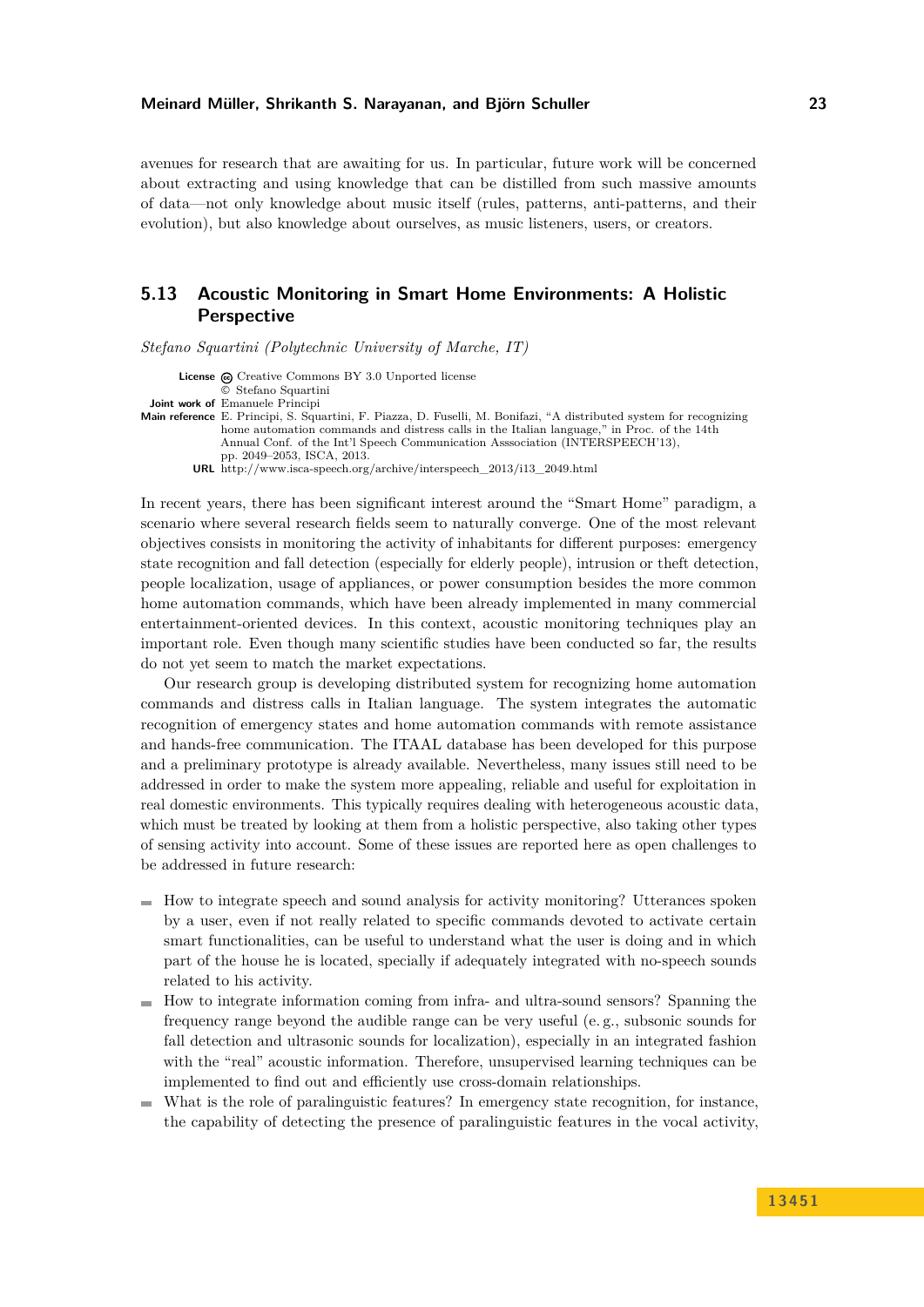avenues for research that are awaiting for us. In particular, future work will be concerned about extracting and using knowledge that can be distilled from such massive amounts of data—not only knowledge about music itself (rules, patterns, anti-patterns, and their evolution), but also knowledge about ourselves, as music listeners, users, or creators.

### 5.13 Acoustic Monitoring in Smart Home Environments: A Holistic Perspective

*Stefano Squartini (Polytechnic University of Marche, IT)*

**License** Creative Commons BY 3.0 Unported license
© Stefano Squartini
**Joint work of** Emanuele Principi
**Main reference** E. Principi, S. Squartini, F. Piazza, D. Fuselli, M. Bonifazi, "A distributed system for recognizing home automation commands and distress calls in the Italian language," in Proc. of the 14th Annual Conf. of the Int'l Speech Communication Asssociation (INTERSPEECH'13), pp. 2049–2053, ISCA, 2013.
**URL** http://www.isca-speech.org/archive/interspeech_2013/i13_2049.html

In recent years, there has been significant interest around the "Smart Home" paradigm, a scenario where several research fields seem to naturally converge. One of the most relevant objectives consists in monitoring the activity of inhabitants for different purposes: emergency state recognition and fall detection (especially for elderly people), intrusion or theft detection, people localization, usage of appliances, or power consumption besides the more common home automation commands, which have been already implemented in many commercial entertainment-oriented devices. In this context, acoustic monitoring techniques play an important role. Even though many scientific studies have been conducted so far, the results do not yet seem to match the market expectations.

Our research group is developing distributed system for recognizing home automation commands and distress calls in Italian language. The system integrates the automatic recognition of emergency states and home automation commands with remote assistance and hands-free communication. The ITAAL database has been developed for this purpose and a preliminary prototype is already available. Nevertheless, many issues still need to be addressed in order to make the system more appealing, reliable and useful for exploitation in real domestic environments. This typically requires dealing with heterogeneous acoustic data, which must be treated by looking at them from a holistic perspective, also taking other types of sensing activity into account. Some of these issues are reported here as open challenges to be addressed in future research:

- How to integrate speech and sound analysis for activity monitoring? Utterances spoken by a user, even if not really related to specific commands devoted to activate certain smart functionalities, can be useful to understand what the user is doing and in which part of the house he is located, specially if adequately integrated with no-speech sounds related to his activity.
- How to integrate information coming from infra- and ultra-sound sensors? Spanning the frequency range beyond the audible range can be very useful (e. g., subsonic sounds for fall detection and ultrasonic sounds for localization), especially in an integrated fashion with the "real" acoustic information. Therefore, unsupervised learning techniques can be implemented to find out and efficiently use cross-domain relationships.
- What is the role of paralinguistic features? In emergency state recognition, for instance, the capability of detecting the presence of paralinguistic features in the vocal activity,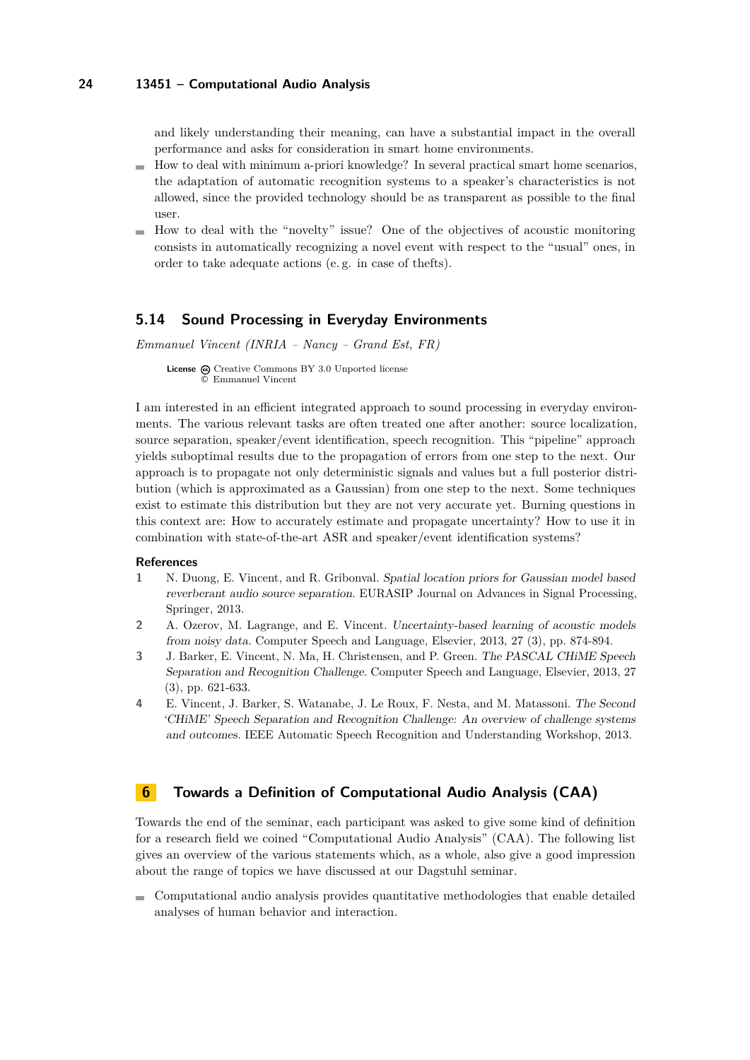and likely understanding their meaning, can have a substantial impact in the overall performance and asks for consideration in smart home environments.

- How to deal with minimum a-priori knowledge? In several practical smart home scenarios, the adaptation of automatic recognition systems to a speaker's characteristics is not allowed, since the provided technology should be as transparent as possible to the final user.
- How to deal with the "novelty" issue? One of the objectives of acoustic monitoring consists in automatically recognizing a novel event with respect to the "usual" ones, in order to take adequate actions (e. g. in case of thefts).

### 5.14 Sound Processing in Everyday Environments

*Emmanuel Vincent (INRIA – Nancy – Grand Est, FR)*

**License** Creative Commons BY 3.0 Unported license
© Emmanuel Vincent

I am interested in an efficient integrated approach to sound processing in everyday environments. The various relevant tasks are often treated one after another: source localization, source separation, speaker/event identification, speech recognition. This "pipeline" approach yields suboptimal results due to the propagation of errors from one step to the next. Our approach is to propagate not only deterministic signals and values but a full posterior distribution (which is approximated as a Gaussian) from one step to the next. Some techniques exist to estimate this distribution but they are not very accurate yet. Burning questions in this context are: How to accurately estimate and propagate uncertainty? How to use it in combination with state-of-the-art ASR and speaker/event identification systems?

#### References

1. N. Duong, E. Vincent, and R. Gribonval. *Spatial location priors for Gaussian model based reverberant audio source separation*. EURASIP Journal on Advances in Signal Processing, Springer, 2013.
2. A. Ozerov, M. Lagrange, and E. Vincent. *Uncertainty-based learning of acoustic models from noisy data*. Computer Speech and Language, Elsevier, 2013, 27 (3), pp. 874-894.
3. J. Barker, E. Vincent, N. Ma, H. Christensen, and P. Green. *The PASCAL CHiME Speech Separation and Recognition Challenge*. Computer Speech and Language, Elsevier, 2013, 27 (3), pp. 621-633.
4. E. Vincent, J. Barker, S. Watanabe, J. Le Roux, F. Nesta, and M. Matassoni. *The Second 'CHiME' Speech Separation and Recognition Challenge: An overview of challenge systems and outcomes*. IEEE Automatic Speech Recognition and Understanding Workshop, 2013.

## 6 Towards a Definition of Computational Audio Analysis (CAA)

Towards the end of the seminar, each participant was asked to give some kind of definition for a research field we coined "Computational Audio Analysis" (CAA). The following list gives an overview of the various statements which, as a whole, also give a good impression about the range of topics we have discussed at our Dagstuhl seminar.

- Computational audio analysis provides quantitative methodologies that enable detailed analyses of human behavior and interaction.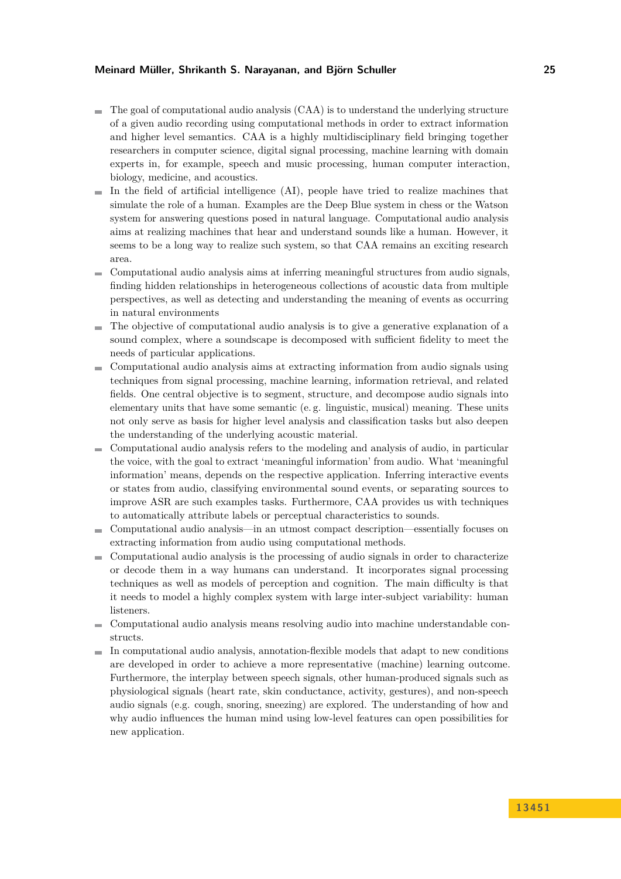- The goal of computational audio analysis (CAA) is to understand the underlying structure of a given audio recording using computational methods in order to extract information and higher level semantics. CAA is a highly multidisciplinary field bringing together researchers in computer science, digital signal processing, machine learning with domain experts in, for example, speech and music processing, human computer interaction, biology, medicine, and acoustics.
- In the field of artificial intelligence (AI), people have tried to realize machines that simulate the role of a human. Examples are the Deep Blue system in chess or the Watson system for answering questions posed in natural language. Computational audio analysis aims at realizing machines that hear and understand sounds like a human. However, it seems to be a long way to realize such system, so that CAA remains an exciting research area.
- Computational audio analysis aims at inferring meaningful structures from audio signals, finding hidden relationships in heterogeneous collections of acoustic data from multiple perspectives, as well as detecting and understanding the meaning of events as occurring in natural environments
- The objective of computational audio analysis is to give a generative explanation of a sound complex, where a soundscape is decomposed with sufficient fidelity to meet the needs of particular applications.
- Computational audio analysis aims at extracting information from audio signals using techniques from signal processing, machine learning, information retrieval, and related fields. One central objective is to segment, structure, and decompose audio signals into elementary units that have some semantic (e. g. linguistic, musical) meaning. These units not only serve as basis for higher level analysis and classification tasks but also deepen the understanding of the underlying acoustic material.
- Computational audio analysis refers to the modeling and analysis of audio, in particular the voice, with the goal to extract 'meaningful information' from audio. What 'meaningful information' means, depends on the respective application. Inferring interactive events or states from audio, classifying environmental sound events, or separating sources to improve ASR are such examples tasks. Furthermore, CAA provides us with techniques to automatically attribute labels or perceptual characteristics to sounds.
- Computational audio analysis—in an utmost compact description—essentially focuses on extracting information from audio using computational methods.
- Computational audio analysis is the processing of audio signals in order to characterize or decode them in a way humans can understand. It incorporates signal processing techniques as well as models of perception and cognition. The main difficulty is that it needs to model a highly complex system with large inter-subject variability: human listeners.
- Computational audio analysis means resolving audio into machine understandable constructs.
- In computational audio analysis, annotation-flexible models that adapt to new conditions are developed in order to achieve a more representative (machine) learning outcome. Furthermore, the interplay between speech signals, other human-produced signals such as physiological signals (heart rate, skin conductance, activity, gestures), and non-speech audio signals (e.g. cough, snoring, sneezing) are explored. The understanding of how and why audio influences the human mind using low-level features can open possibilities for new application.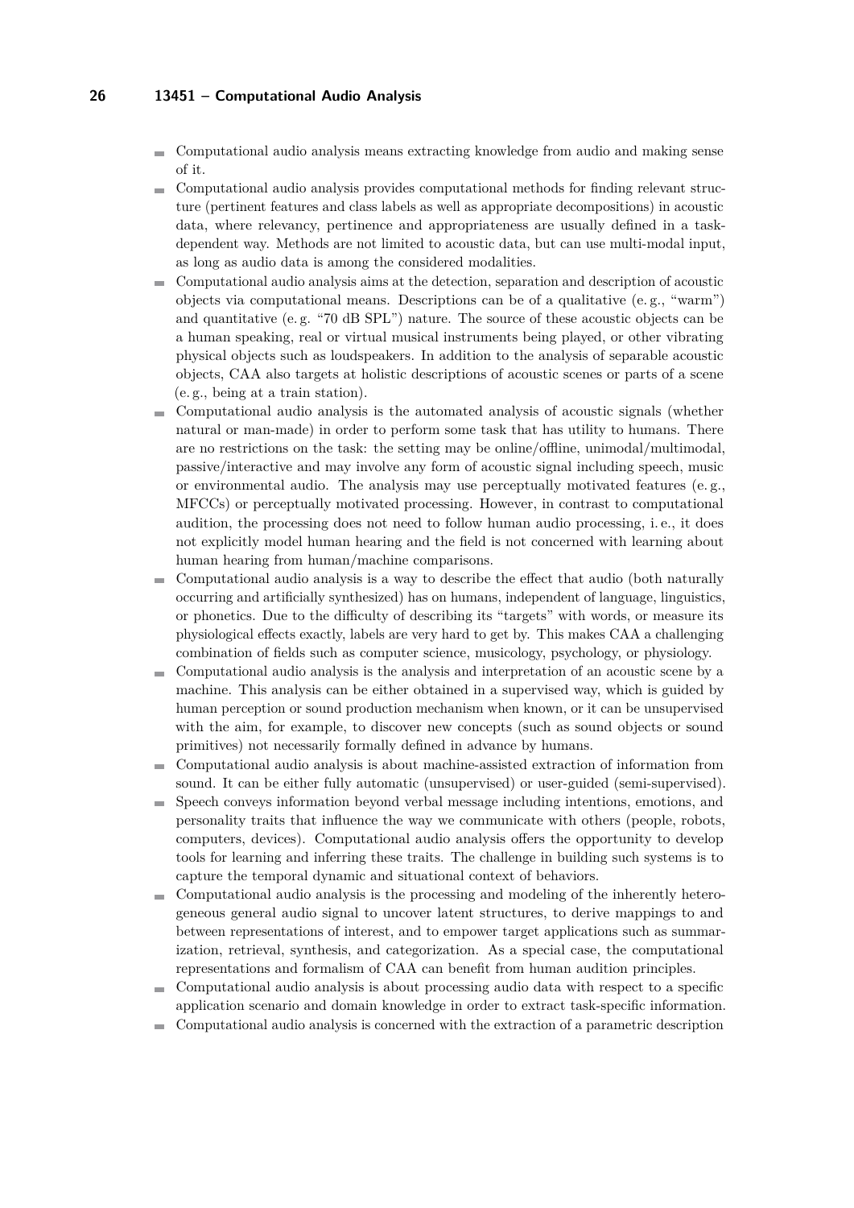- Computational audio analysis means extracting knowledge from audio and making sense of it.
- Computational audio analysis provides computational methods for finding relevant structure (pertinent features and class labels as well as appropriate decompositions) in acoustic data, where relevancy, pertinence and appropriateness are usually defined in a task-dependent way. Methods are not limited to acoustic data, but can use multi-modal input, as long as audio data is among the considered modalities.
- Computational audio analysis aims at the detection, separation and description of acoustic objects via computational means. Descriptions can be of a qualitative (e. g., "warm") and quantitative (e. g. "70 dB SPL") nature. The source of these acoustic objects can be a human speaking, real or virtual musical instruments being played, or other vibrating physical objects such as loudspeakers. In addition to the analysis of separable acoustic objects, CAA also targets at holistic descriptions of acoustic scenes or parts of a scene (e. g., being at a train station).
- Computational audio analysis is the automated analysis of acoustic signals (whether natural or man-made) in order to perform some task that has utility to humans. There are no restrictions on the task: the setting may be online/offline, unimodal/multimodal, passive/interactive and may involve any form of acoustic signal including speech, music or environmental audio. The analysis may use perceptually motivated features (e. g., MFCCs) or perceptually motivated processing. However, in contrast to computational audition, the processing does not need to follow human audio processing, i. e., it does not explicitly model human hearing and the field is not concerned with learning about human hearing from human/machine comparisons.
- Computational audio analysis is a way to describe the effect that audio (both naturally occurring and artificially synthesized) has on humans, independent of language, linguistics, or phonetics. Due to the difficulty of describing its "targets" with words, or measure its physiological effects exactly, labels are very hard to get by. This makes CAA a challenging combination of fields such as computer science, musicology, psychology, or physiology.
- Computational audio analysis is the analysis and interpretation of an acoustic scene by a machine. This analysis can be either obtained in a supervised way, which is guided by human perception or sound production mechanism when known, or it can be unsupervised with the aim, for example, to discover new concepts (such as sound objects or sound primitives) not necessarily formally defined in advance by humans.
- Computational audio analysis is about machine-assisted extraction of information from sound. It can be either fully automatic (unsupervised) or user-guided (semi-supervised).
- Speech conveys information beyond verbal message including intentions, emotions, and personality traits that influence the way we communicate with others (people, robots, computers, devices). Computational audio analysis offers the opportunity to develop tools for learning and inferring these traits. The challenge in building such systems is to capture the temporal dynamic and situational context of behaviors.
- Computational audio analysis is the processing and modeling of the inherently heterogeneous general audio signal to uncover latent structures, to derive mappings to and between representations of interest, and to empower target applications such as summarization, retrieval, synthesis, and categorization. As a special case, the computational representations and formalism of CAA can benefit from human audition principles.
- Computational audio analysis is about processing audio data with respect to a specific application scenario and domain knowledge in order to extract task-specific information.
- Computational audio analysis is concerned with the extraction of a parametric description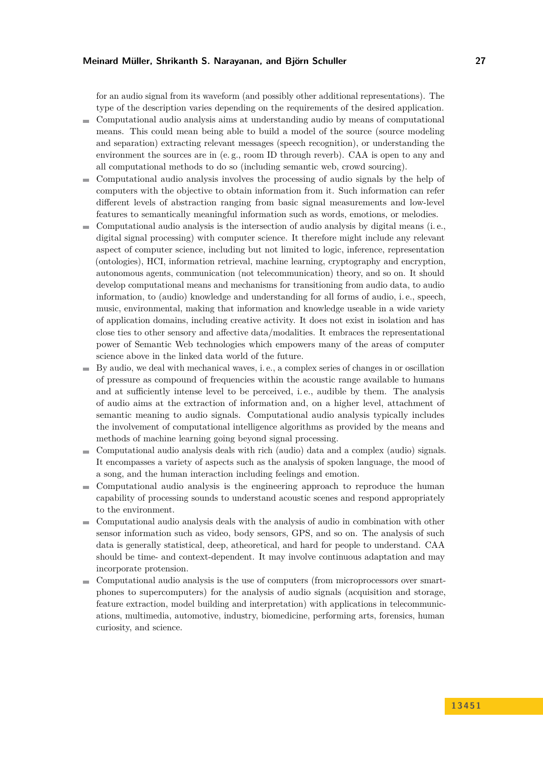for an audio signal from its waveform (and possibly other additional representations). The type of the description varies depending on the requirements of the desired application.

- Computational audio analysis aims at understanding audio by means of computational means. This could mean being able to build a model of the source (source modeling and separation) extracting relevant messages (speech recognition), or understanding the environment the sources are in (e. g., room ID through reverb). CAA is open to any and all computational methods to do so (including semantic web, crowd sourcing).
- Computational audio analysis involves the processing of audio signals by the help of computers with the objective to obtain information from it. Such information can refer different levels of abstraction ranging from basic signal measurements and low-level features to semantically meaningful information such as words, emotions, or melodies.
- Computational audio analysis is the intersection of audio analysis by digital means (i. e., digital signal processing) with computer science. It therefore might include any relevant aspect of computer science, including but not limited to logic, inference, representation (ontologies), HCI, information retrieval, machine learning, cryptography and encryption, autonomous agents, communication (not telecommunication) theory, and so on. It should develop computational means and mechanisms for transitioning from audio data, to audio information, to (audio) knowledge and understanding for all forms of audio, i. e., speech, music, environmental, making that information and knowledge useable in a wide variety of application domains, including creative activity. It does not exist in isolation and has close ties to other sensory and affective data/modalities. It embraces the representational power of Semantic Web technologies which empowers many of the areas of computer science above in the linked data world of the future.
- By audio, we deal with mechanical waves, i. e., a complex series of changes in or oscillation of pressure as compound of frequencies within the acoustic range available to humans and at sufficiently intense level to be perceived, i. e., audible by them. The analysis of audio aims at the extraction of information and, on a higher level, attachment of semantic meaning to audio signals. Computational audio analysis typically includes the involvement of computational intelligence algorithms as provided by the means and methods of machine learning going beyond signal processing.
- Computational audio analysis deals with rich (audio) data and a complex (audio) signals. It encompasses a variety of aspects such as the analysis of spoken language, the mood of a song, and the human interaction including feelings and emotion.
- Computational audio analysis is the engineering approach to reproduce the human capability of processing sounds to understand acoustic scenes and respond appropriately to the environment.
- Computational audio analysis deals with the analysis of audio in combination with other sensor information such as video, body sensors, GPS, and so on. The analysis of such data is generally statistical, deep, atheoretical, and hard for people to understand. CAA should be time- and context-dependent. It may involve continuous adaptation and may incorporate protension.
- Computational audio analysis is the use of computers (from microprocessors over smartphones to supercomputers) for the analysis of audio signals (acquisition and storage, feature extraction, model building and interpretation) with applications in telecommunications, multimedia, automotive, industry, biomedicine, performing arts, forensics, human curiosity, and science.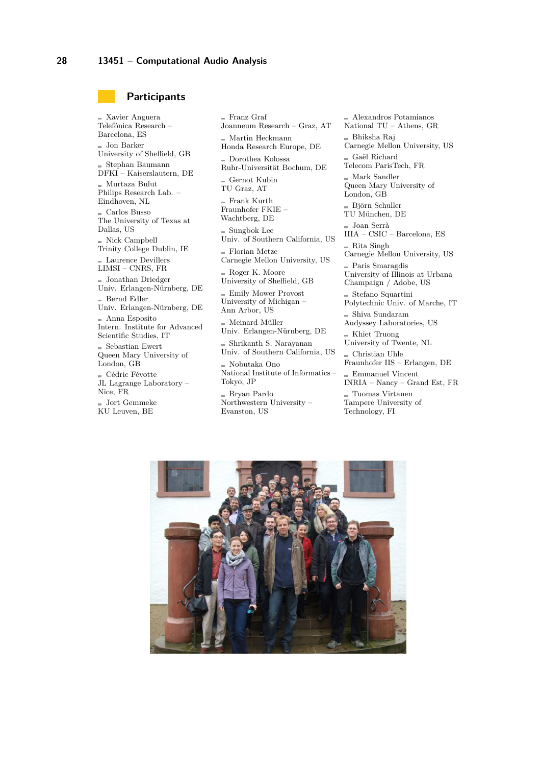## Participants

- Xavier Anguera
Telefónica Research – Barcelona, ES
- Jon Barker
University of Sheffield, GB
- Stephan Baumann
DFKI – Kaiserslautern, DE
- Murtaza Bulut
Philips Research Lab. – Eindhoven, NL
- Carlos Busso
The University of Texas at Dallas, US
- Nick Campbell
Trinity College Dublin, IE
- Laurence Devillers
LIMSI – CNRS, FR
- Jonathan Driedger
Univ. Erlangen-Nürnberg, DE
- Bernd Edler
Univ. Erlangen-Nürnberg, DE
- Anna Esposito
Intern. Institute for Advanced Scientific Studies, IT
- Sebastian Ewert
Queen Mary University of London, GB
- Cédric Févotte
JL Lagrange Laboratory – Nice, FR
- Jort Gemmeke
KU Leuven, BE
- Franz Graf
Joanneum Research – Graz, AT
- Martin Heckmann
Honda Research Europe, DE
- Dorothea Kolossa
Ruhr-Universität Bochum, DE
- Gernot Kubin
TU Graz, AT
- Frank Kurth
Fraunhofer FKIE – Wachtberg, DE
- Sungbok Lee
Univ. of Southern California, US
- Florian Metze
Carnegie Mellon University, US
- Roger K. Moore
University of Sheffield, GB
- Emily Mower Provost
University of Michigan – Ann Arbor, US
- Meinard Müller
Univ. Erlangen-Nürnberg, DE
- Shrikanth S. Narayanan
Univ. of Southern California, US
- Nobutaka Ono
National Institute of Informatics – Tokyo, JP
- Bryan Pardo
Northwestern University – Evanston, US
- Alexandros Potamianos
National TU – Athens, GR
- Bhiksha Raj
Carnegie Mellon University, US
- Gaël Richard
Telecom ParisTech, FR
- Mark Sandler
Queen Mary University of London, GB
- Björn Schuller
TU München, DE
- Joan Serrà
IIIA – CSIC – Barcelona, ES
- Rita Singh
Carnegie Mellon University, US
- Paris Smaragdis
University of Illinois at Urbana Champaign / Adobe, US
- Stefano Squartini
Polytechnic Univ. of Marche, IT
- Shiva Sundaram
Audyssey Laboratories, US
- Khiet Truong
University of Twente, NL
- Christian Uhle
Fraunhofer IIS – Erlangen, DE
- Emmanuel Vincent
INRIA – Nancy – Grand Est, FR
- Tuomas Virtanen
Tampere University of Technology, FI